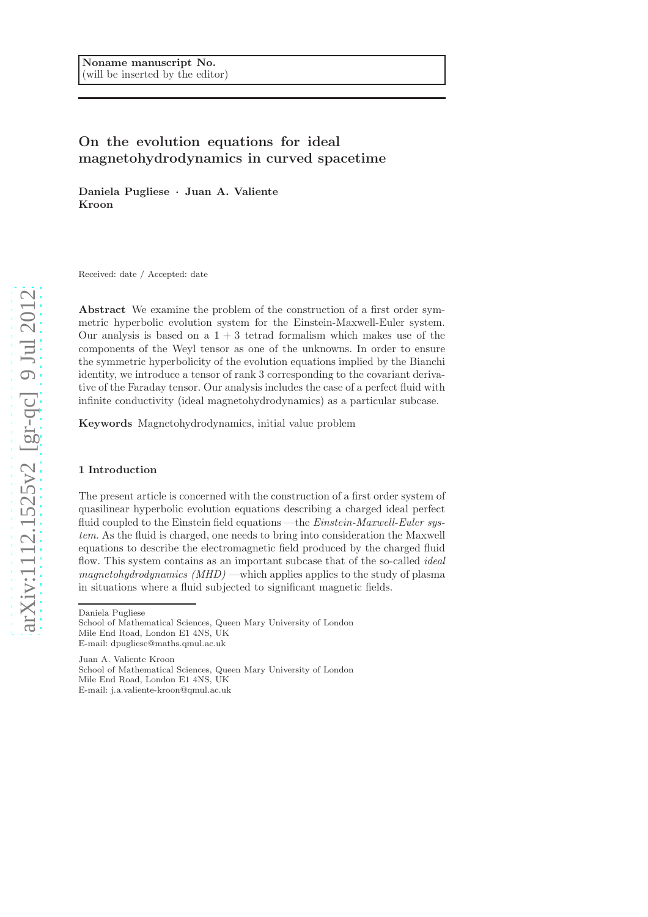Noname manuscript No.
(will be inserted by the editor)

# On the evolution equations for ideal magnetohydrodynamics in curved spacetime

**Daniela Pugliese · Juan A. Valiente Kroon**

Received: date / Accepted: date

**Abstract** We examine the problem of the construction of a first order symmetric hyperbolic evolution system for the Einstein-Maxwell-Euler system. Our analysis is based on a $1+3$ tetrad formalism which makes use of the components of the Weyl tensor as one of the unknowns. In order to ensure the symmetric hyperbolicity of the evolution equations implied by the Bianchi identity, we introduce a tensor of rank 3 corresponding to the covariant derivative of the Faraday tensor. Our analysis includes the case of a perfect fluid with infinite conductivity (ideal magnetohydrodynamics) as a particular subcase.

**Keywords** Magnetohydrodynamics, initial value problem

## 1 Introduction

The present article is concerned with the construction of a first order system of quasilinear hyperbolic evolution equations describing a charged ideal perfect fluid coupled to the Einstein field equations —the *Einstein-Maxwell-Euler system*. As the fluid is charged, one needs to bring into consideration the Maxwell equations to describe the electromagnetic field produced by the charged fluid flow. This system contains as an important subcase that of the so-called *ideal magnetohydrodynamics (MHD)* —which applies applies to the study of plasma in situations where a fluid subjected to significant magnetic fields.

Daniela Pugliese
School of Mathematical Sciences, Queen Mary University of London
Mile End Road, London E1 4NS, UK
E-mail: dpugliese@maths.qmul.ac.uk

Juan A. Valiente Kroon
School of Mathematical Sciences, Queen Mary University of London
Mile End Road, London E1 4NS, UK
E-mail: j.a.valiente-kroon@qmul.ac.uk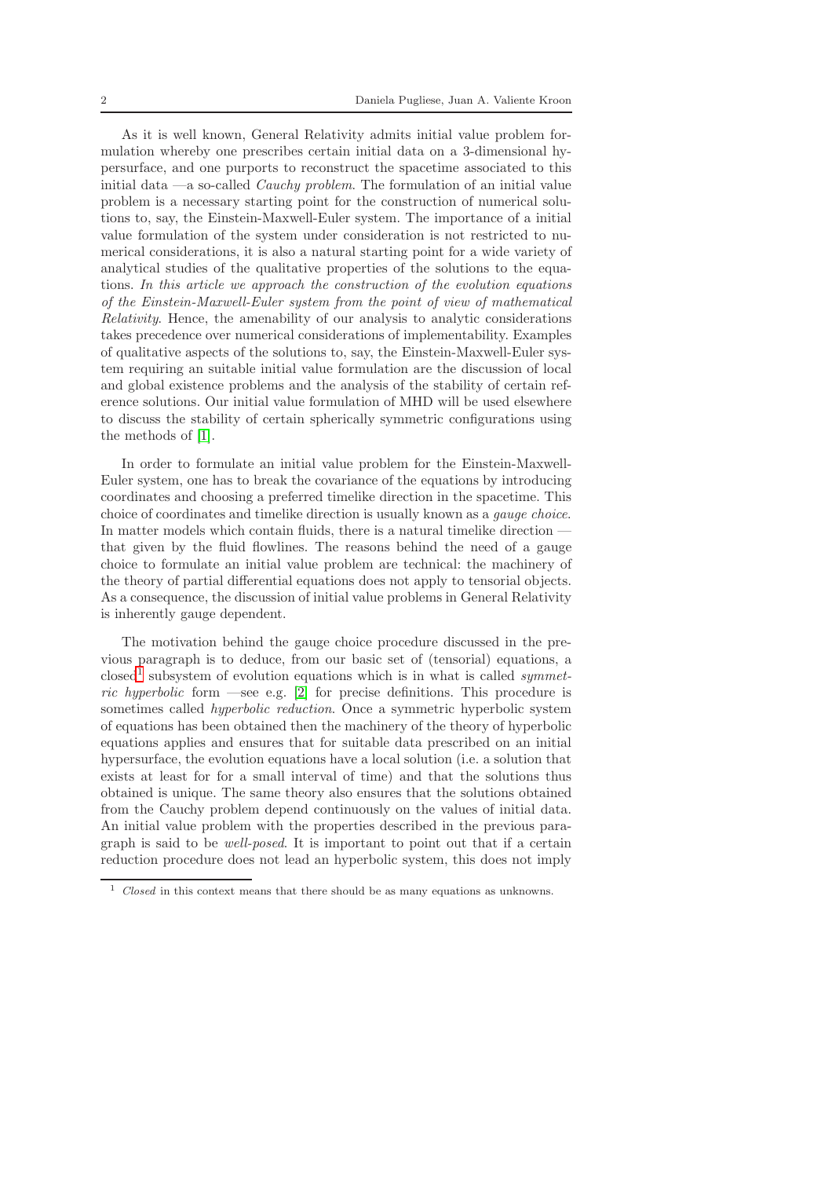As it is well known, General Relativity admits initial value problem formulation whereby one prescribes certain initial data on a 3-dimensional hypersurface, and one purports to reconstruct the spacetime associated to this initial data —a so-called *Cauchy problem*. The formulation of an initial value problem is a necessary starting point for the construction of numerical solutions to, say, the Einstein-Maxwell-Euler system. The importance of a initial value formulation of the system under consideration is not restricted to numerical considerations, it is also a natural starting point for a wide variety of analytical studies of the qualitative properties of the solutions to the equations. *In this article we approach the construction of the evolution equations of the Einstein-Maxwell-Euler system from the point of view of mathematical Relativity*. Hence, the amenability of our analysis to analytic considerations takes precedence over numerical considerations of implementability. Examples of qualitative aspects of the solutions to, say, the Einstein-Maxwell-Euler system requiring an suitable initial value formulation are the discussion of local and global existence problems and the analysis of the stability of certain reference solutions. Our initial value formulation of MHD will be used elsewhere to discuss the stability of certain spherically symmetric configurations using the methods of [1].

In order to formulate an initial value problem for the Einstein-Maxwell-Euler system, one has to break the covariance of the equations by introducing coordinates and choosing a preferred timelike direction in the spacetime. This choice of coordinates and timelike direction is usually known as a *gauge choice*. In matter models which contain fluids, there is a natural timelike direction — that given by the fluid flowlines. The reasons behind the need of a gauge choice to formulate an initial value problem are technical: the machinery of the theory of partial differential equations does not apply to tensorial objects. As a consequence, the discussion of initial value problems in General Relativity is inherently gauge dependent.

The motivation behind the gauge choice procedure discussed in the previous paragraph is to deduce, from our basic set of (tensorial) equations, a closed[1] subsystem of evolution equations which is in what is called *symmetric hyperbolic* form —see e.g. [2] for precise definitions. This procedure is sometimes called *hyperbolic reduction*. Once a symmetric hyperbolic system of equations has been obtained then the machinery of the theory of hyperbolic equations applies and ensures that for suitable data prescribed on an initial hypersurface, the evolution equations have a local solution (i.e. a solution that exists at least for for a small interval of time) and that the solutions thus obtained is unique. The same theory also ensures that the solutions obtained from the Cauchy problem depend continuously on the values of initial data. An initial value problem with the properties described in the previous paragraph is said to be *well-posed*. It is important to point out that if a certain reduction procedure does not lead an hyperbolic system, this does not imply

[1] *Closed* in this context means that there should be as many equations as unknowns.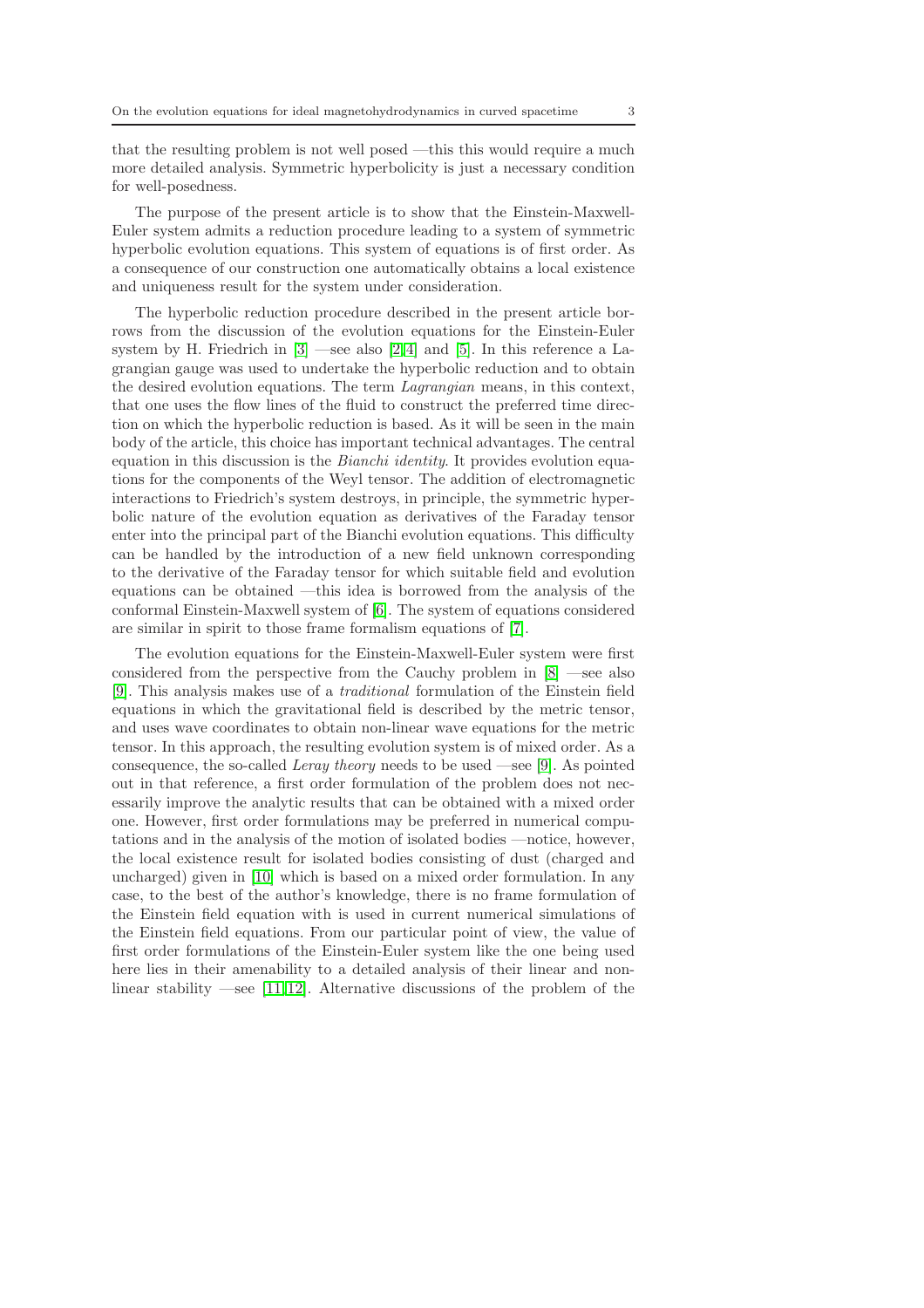that the resulting problem is not well posed —this this would require a much more detailed analysis. Symmetric hyperbolicity is just a necessary condition for well-posedness.

The purpose of the present article is to show that the Einstein-Maxwell-Euler system admits a reduction procedure leading to a system of symmetric hyperbolic evolution equations. This system of equations is of first order. As a consequence of our construction one automatically obtains a local existence and uniqueness result for the system under consideration.

The hyperbolic reduction procedure described in the present article borrows from the discussion of the evolution equations for the Einstein-Euler system by H. Friedrich in [3] —see also [2,4] and [5]. In this reference a Lagrangian gauge was used to undertake the hyperbolic reduction and to obtain the desired evolution equations. The term *Lagrangian* means, in this context, that one uses the flow lines of the fluid to construct the preferred time direction on which the hyperbolic reduction is based. As it will be seen in the main body of the article, this choice has important technical advantages. The central equation in this discussion is the *Bianchi identity*. It provides evolution equations for the components of the Weyl tensor. The addition of electromagnetic interactions to Friedrich's system destroys, in principle, the symmetric hyperbolic nature of the evolution equations as derivatives of the Faraday tensor enter into the principal part of the Bianchi evolution equations. This difficulty can be handled by the introduction of a new field unknown corresponding to the derivative of the Faraday tensor for which suitable field and evolution equations can be obtained —this idea is borrowed from the analysis of the conformal Einstein-Maxwell system of [6]. The system of equations considered are similar in spirit to those frame formalism equations of [7].

The evolution equations for the Einstein-Maxwell-Euler system were first considered from the perspective from the Cauchy problem in [8] —see also [9]. This analysis makes use of a *traditional* formulation of the Einstein field equations in which the gravitational field is described by the metric tensor, and uses wave coordinates to obtain non-linear wave equations for the metric tensor. In this approach, the resulting evolution system is of mixed order. As a consequence, the so-called *Leray theory* needs to be used —see [9]. As pointed out in that reference, a first order formulation of the problem does not necessarily improve the analytic results that can be obtained with a mixed order one. However, first order formulations may be preferred in numerical computations and in the analysis of the motion of isolated bodies —notice, however, the local existence result for isolated bodies consisting of dust (charged and uncharged) given in [10] which is based on a mixed order formulation. In any case, to the best of the author's knowledge, there is no frame formulation of the Einstein field equation with is used in current numerical simulations of the Einstein field equations. From our particular point of view, the value of first order formulations of the Einstein-Euler system like the one being used here lies in their amenability to a detailed analysis of their linear and non-linear stability —see [11,12]. Alternative discussions of the problem of the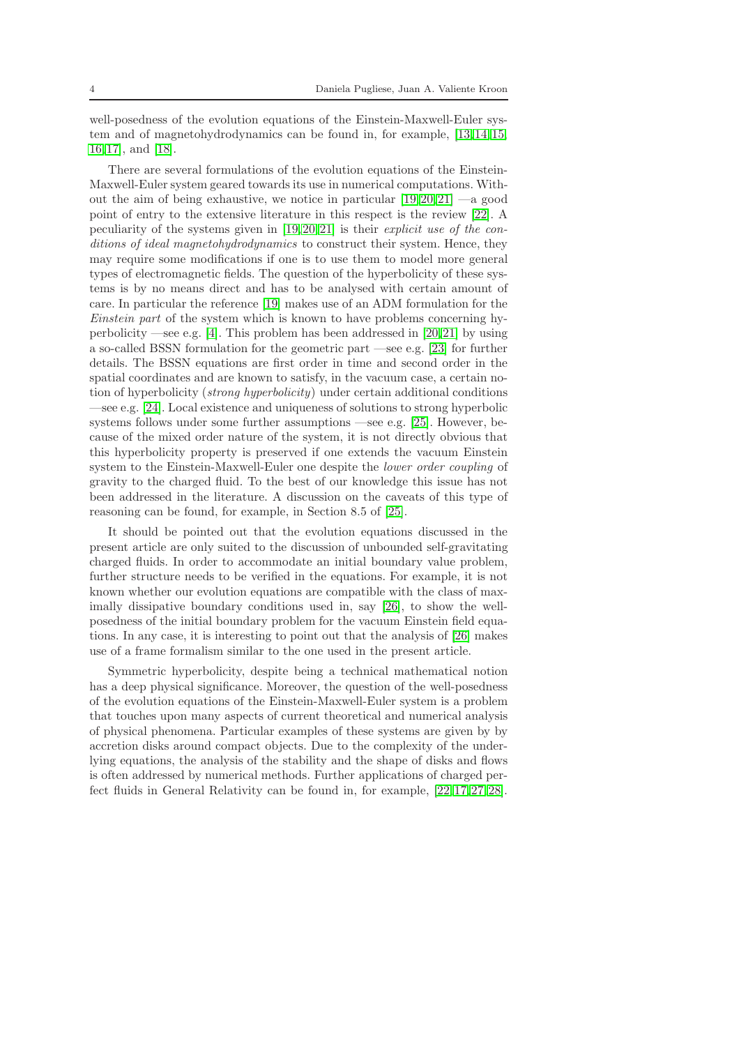well-posedness of the evolution equations of the Einstein-Maxwell-Euler system and of magnetohydrodynamics can be found in, for example, [13,14,15,16,17], and [18].

There are several formulations of the evolution equations of the Einstein-Maxwell-Euler system geared towards its use in numerical computations. Without the aim of being exhaustive, we notice in particular [19,20,21] —a good point of entry to the extensive literature in this respect is the review [22]. A peculiarity of the systems given in [19,20,21] is their *explicit use of the conditions of ideal magnetohydrodynamics* to construct their system. Hence, they may require some modifications if one is to use them to model more general types of electromagnetic fields. The question of the hyperbolicity of these systems is by no means direct and has to be analysed with certain amount of care. In particular the reference [19] makes use of an ADM formulation for the *Einstein part* of the system which is known to have problems concerning hyperbolicity —see e.g. [4]. This problem has been addressed in [20,21] by using a so-called BSSN formulation for the geometric part —see e.g. [23] for further details. The BSSN equations are first order in time and second order in the spatial coordinates and are known to satisfy, in the vacuum case, a certain notion of hyperbolicity (*strong hyperbolicity*) under certain additional conditions —see e.g. [24]. Local existence and uniqueness of solutions to strong hyperbolic systems follows under some further assumptions —see e.g. [25]. However, because of the mixed order nature of the system, it is not directly obvious that this hyperbolicity property is preserved if one extends the vacuum Einstein system to the Einstein-Maxwell-Euler one despite the *lower order coupling* of gravity to the charged fluid. To the best of our knowledge this issue has not been addressed in the literature. A discussion on the caveats of this type of reasoning can be found, for example, in Section 8.5 of [25].

It should be pointed out that the evolution equations discussed in the present article are only suited to the discussion of unbounded self-gravitating charged fluids. In order to accommodate an initial boundary value problem, further structure needs to be verified in the equations. For example, it is not known whether our evolution equations are compatible with the class of maximally dissipative boundary conditions used in, say [26], to show the well-posedness of the initial boundary problem for the vacuum Einstein field equations. In any case, it is interesting to point out that the analysis of [26] makes use of a frame formalism similar to the one used in the present article.

Symmetric hyperbolicity, despite being a technical mathematical notion has a deep physical significance. Moreover, the question of the well-posedness of the evolution equations of the Einstein-Maxwell-Euler system is a problem that touches upon many aspects of current theoretical and numerical analysis of physical phenomena. Particular examples of these systems are given by by accretion disks around compact objects. Due to the complexity of the underlying equations, the analysis of the stability and the shape of disks and flows is often addressed by numerical methods. Further applications of charged perfect fluids in General Relativity can be found in, for example, [22,17,27,28].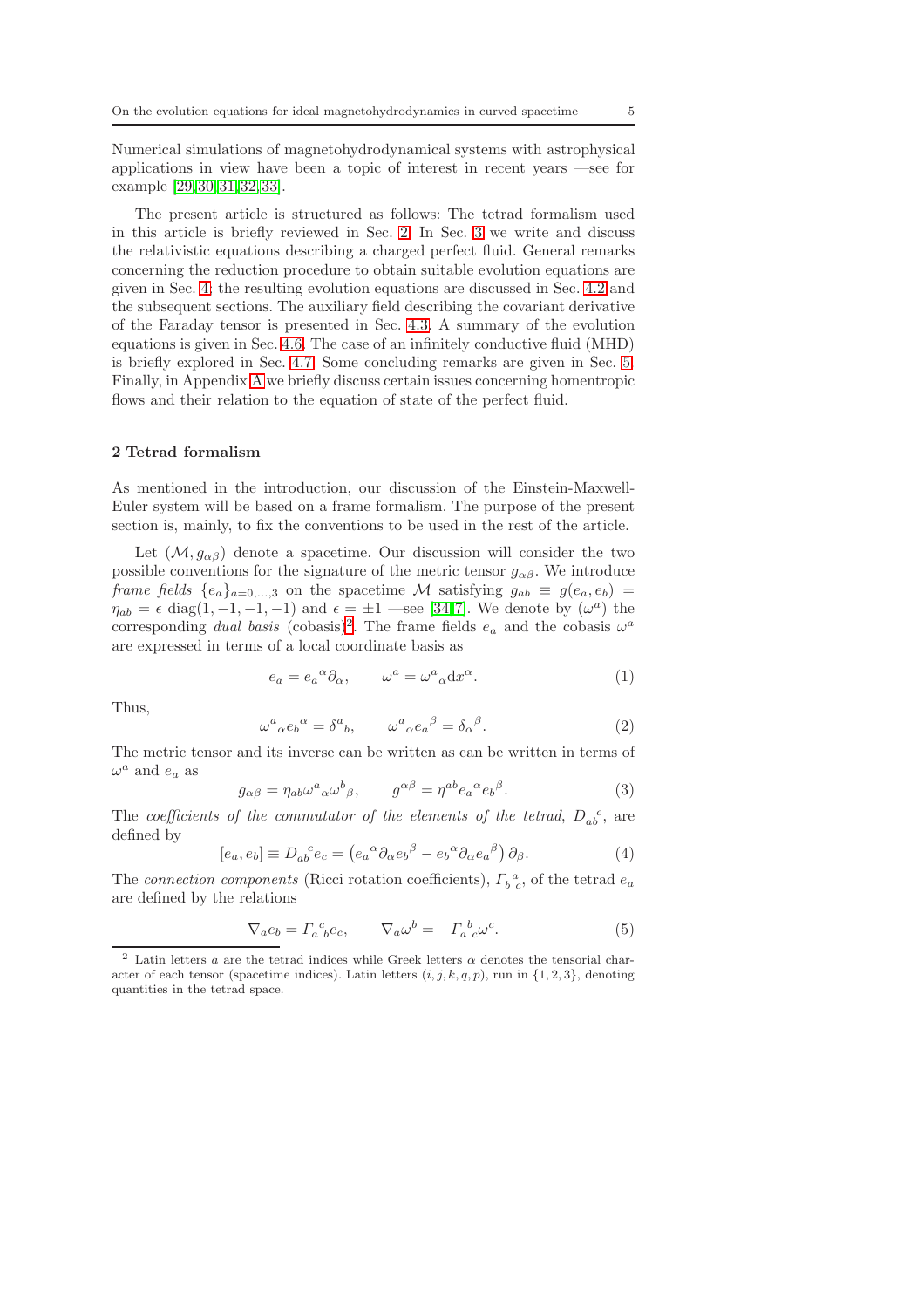Numerical simulations of magnetohydrodynamical systems with astrophysical applications in view have been a topic of interest in recent years —see for example [29,30,31,32,33].

The present article is structured as follows: The tetrad formalism used in this article is briefly reviewed in Sec. 2. In Sec. 3 we write and discuss the relativistic equations describing a charged perfect fluid. General remarks concerning the reduction procedure to obtain suitable evolution equations are given in Sec. 4; the resulting evolution equations are discussed in Sec. 4.2 and the subsequent sections. The auxiliary field describing the covariant derivative of the Faraday tensor is presented in Sec. 4.3. A summary of the evolution equations is given in Sec. 4.6. The case of an infinitely conductive fluid (MHD) is briefly explored in Sec. 4.7. Some concluding remarks are given in Sec. 5. Finally, in Appendix A we briefly discuss certain issues concerning homentropic flows and their relation to the equation of state of the perfect fluid.

## 2 Tetrad formalism

As mentioned in the introduction, our discussion of the Einstein-Maxwell-Euler system will be based on a frame formalism. The purpose of the present section is, mainly, to fix the conventions to be used in the rest of the article.

Let $(\mathcal{M}, g_{\alpha\beta})$ denote a spacetime. Our discussion will consider the two possible conventions for the signature of the metric tensor $g_{\alpha\beta}$. We introduce *frame fields* $\{e_a\}_{a=0,\ldots,3}$ on the spacetime $\mathcal{M}$ satisfying $g_{ab} \equiv g(e_a, e_b) = \eta_{ab} = \epsilon\ \mathrm{diag}(1,-1,-1,-1)$ and $\epsilon = \pm 1$ —see [34,7]. We denote by $(\omega^a)$ the corresponding *dual basis* (cobasis)[2]. The frame fields $e_a$ and the cobasis $\omega^a$ are expressed in terms of a local coordinate basis as

$$e_a = e_a{}^\alpha \partial_\alpha, \qquad \omega^a = \omega^a{}_\alpha \mathrm{d}x^\alpha. \tag{1}$$

Thus,

$$\omega^a{}_\alpha e_b{}^\alpha = \delta^a{}_b, \qquad \omega^a{}_\alpha e_a{}^\beta = \delta_\alpha{}^\beta. \tag{2}$$

The metric tensor and its inverse can be written as can be written in terms of $\omega^a$ and $e_a$ as

$$g_{\alpha\beta} = \eta_{ab}\omega^a{}_\alpha \omega^b{}_\beta, \qquad g^{\alpha\beta} = \eta^{ab} e_a{}^\alpha e_b{}^\beta. \tag{3}$$

The *coefficients of the commutator of the elements of the tetrad*, $D_{ab}{}^c$, are defined by

$$[e_a, e_b] \equiv D_{ab}{}^c e_c = \left(e_a{}^\alpha \partial_\alpha e_b{}^\beta - e_b{}^\alpha \partial_\alpha e_a{}^\beta\right)\partial_\beta. \tag{4}$$

The *connection components* (Ricci rotation coefficients), $\Gamma_b{}^a{}_c$, of the tetrad $e_a$ are defined by the relations

$$\nabla_a e_b = \Gamma_a{}^c{}_b e_c, \qquad \nabla_a \omega^b = -\Gamma_a{}^b{}_c \omega^c. \tag{5}$$

[2] Latin letters $a$ are the tetrad indices while Greek letters $\alpha$ denotes the tensorial character of each tensor (spacetime indices). Latin letters $(i, j, k, q, p)$, run in $\{1, 2, 3\}$, denoting quantities in the tetrad space.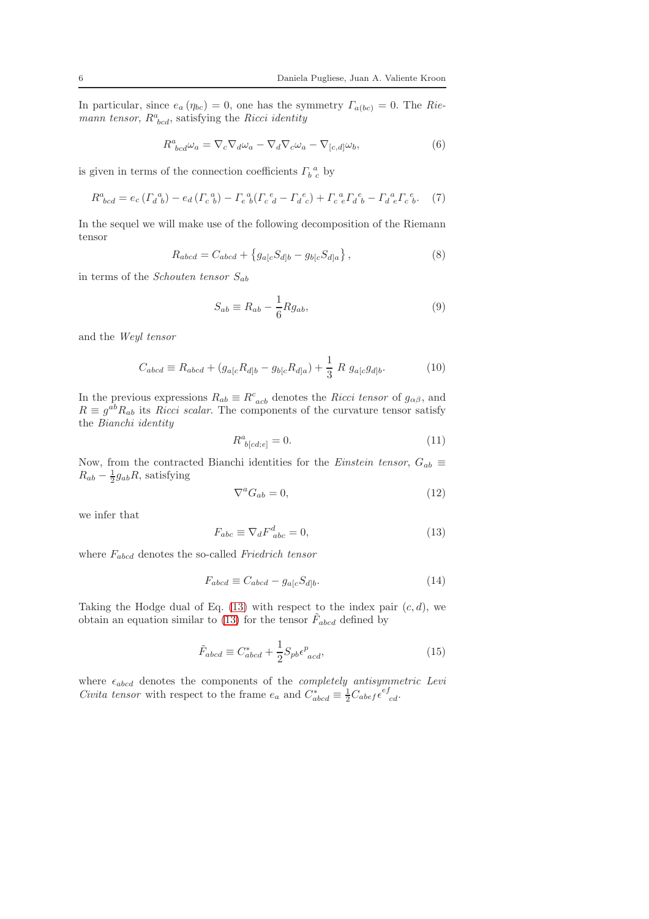In particular, since $e_a(\eta_{bc}) = 0$, one has the symmetry $\Gamma_{a(bc)} = 0$. The *Riemann tensor*, $R^a{}_{bcd}$, satisfying the *Ricci identity*

$$R^a{}_{bcd}\omega_a = \nabla_c \nabla_d \omega_a - \nabla_d \nabla_c \omega_a - \nabla_{[c,d]}\omega_b, \tag{6}$$

is given in terms of the connection coefficients $\Gamma_b{}^a{}_c$ by

$$R^a{}_{bcd} = e_c\left(\Gamma_d{}^a{}_b\right) - e_d\left(\Gamma_c{}^a{}_b\right) - \Gamma_e{}^a{}_b(\Gamma_c{}^e{}_d - \Gamma_d{}^e{}_c) + \Gamma_c{}^a{}_e\Gamma_d{}^e{}_b - \Gamma_d{}^a{}_e\Gamma_c{}^e{}_b. \tag{7}$$

In the sequel we will make use of the following decomposition of the Riemann tensor

$$R_{abcd} = C_{abcd} + \left\{g_{a[c}S_{d]b} - g_{b[c}S_{d]a}\right\}, \tag{8}$$

in terms of the *Schouten tensor* $S_{ab}$

$$S_{ab} \equiv R_{ab} - \frac{1}{6}Rg_{ab}, \tag{9}$$

and the *Weyl tensor*

$$C_{abcd} \equiv R_{abcd} + (g_{a[c}R_{d]b} - g_{b[c}R_{d]a}) + \frac{1}{3}\ R\ g_{a[c}g_{d]b}. \tag{10}$$

In the previous expressions $R_{ab} \equiv R^c{}_{acb}$ denotes the *Ricci tensor* of $g_{\alpha\beta}$, and $R \equiv g^{ab}R_{ab}$ its *Ricci scalar*. The components of the curvature tensor satisfy the *Bianchi identity*

$$R^a{}_{b[cd;e]} = 0. \tag{11}$$

Now, from the contracted Bianchi identities for the *Einstein tensor*, $G_{ab} \equiv R_{ab} - \frac{1}{2}g_{ab}R$, satisfying

$$\nabla^a G_{ab} = 0, \tag{12}$$

we infer that

$$F_{abc} \equiv \nabla_d F^d{}_{abc} = 0, \tag{13}$$

where $F_{abcd}$ denotes the so-called *Friedrich tensor*

$$F_{abcd} \equiv C_{abcd} - g_{a[c}S_{d]b}. \tag{14}$$

Taking the Hodge dual of Eq. (13) with respect to the index pair $(c, d)$, we obtain an equation similar to (13) for the tensor $\tilde{F}_{abcd}$ defined by

$$\tilde{F}_{abcd} \equiv C^*_{abcd} + \frac{1}{2}S_{pb}\epsilon^p{}_{acd}, \tag{15}$$

where $\epsilon_{abcd}$ denotes the components of the *completely antisymmetric Levi Civita tensor* with respect to the frame $e_a$ and $C^*_{abcd} \equiv \frac{1}{2}C_{abef}\epsilon^{ef}{}_{cd}$.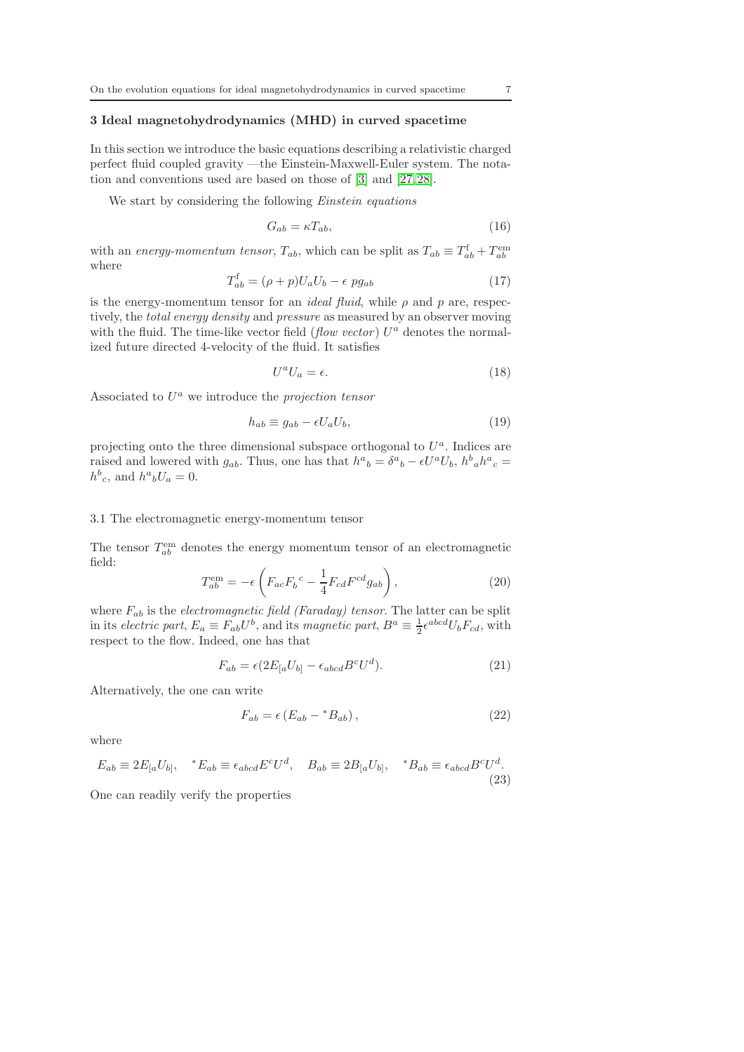## 3 Ideal magnetohydrodynamics (MHD) in curved spacetime

In this section we introduce the basic equations describing a relativistic charged perfect fluid coupled gravity —the Einstein-Maxwell-Euler system. The notation and conventions used are based on those of [3] and [27,28].

We start by considering the following *Einstein equations*

$$G_{ab} = \kappa T_{ab}, \tag{16}$$

with an *energy-momentum tensor*, $T_{ab}$, which can be split as $T_{ab} \equiv T^{\mathrm{f}}_{ab} + T^{\mathrm{em}}_{ab}$ where

$$T^{\mathrm{f}}_{ab} = (\rho + p)U_a U_b - \epsilon \, p g_{ab} \tag{17}$$

is the energy-momentum tensor for an *ideal fluid*, while $\rho$ and $p$ are, respectively, the *total energy density* and *pressure* as measured by an observer moving with the fluid. The time-like vector field (*flow vector*) $U^a$ denotes the normalized future directed 4-velocity of the fluid. It satisfies

$$U^a U_a = \epsilon. \tag{18}$$

Associated to $U^a$ we introduce the *projection tensor*

$$h_{ab} \equiv g_{ab} - \epsilon U_a U_b, \tag{19}$$

projecting onto the three dimensional subspace orthogonal to $U^a$. Indices are raised and lowered with $g_{ab}$. Thus, one has that $h^a{}_b = \delta^a{}_b - \epsilon U^a U_b$, $h^b{}_a h^a{}_c = h^b{}_c$, and $h^a{}_b U_a = 0$.

### 3.1 The electromagnetic energy-momentum tensor

The tensor $T^{\mathrm{em}}_{ab}$ denotes the energy momentum tensor of an electromagnetic field:

$$T^{\mathrm{em}}_{ab} = -\epsilon \left( F_{ac} F_b{}^c - \frac{1}{4} F_{cd} F^{cd} g_{ab} \right), \tag{20}$$

where $F_{ab}$ is the *electromagnetic field (Faraday) tensor*. The latter can be split in its *electric part*, $E_a \equiv F_{ab} U^b$, and its *magnetic part*, $B^a \equiv \frac{1}{2}\epsilon^{abcd} U_b F_{cd}$, with respect to the flow. Indeed, one has that

$$F_{ab} = \epsilon (2E_{[a} U_{b]} - \epsilon_{abcd} B^c U^d). \tag{21}$$

Alternatively, the one can write

$$F_{ab} = \epsilon \left( E_{ab} - {}^*B_{ab} \right), \tag{22}$$

where

$$E_{ab} \equiv 2E_{[a} U_{b]}, \quad {}^*E_{ab} \equiv \epsilon_{abcd} E^c U^d, \quad B_{ab} \equiv 2B_{[a} U_{b]}, \quad {}^*B_{ab} \equiv \epsilon_{abcd} B^c U^d. \tag{23}$$

One can readily verify the properties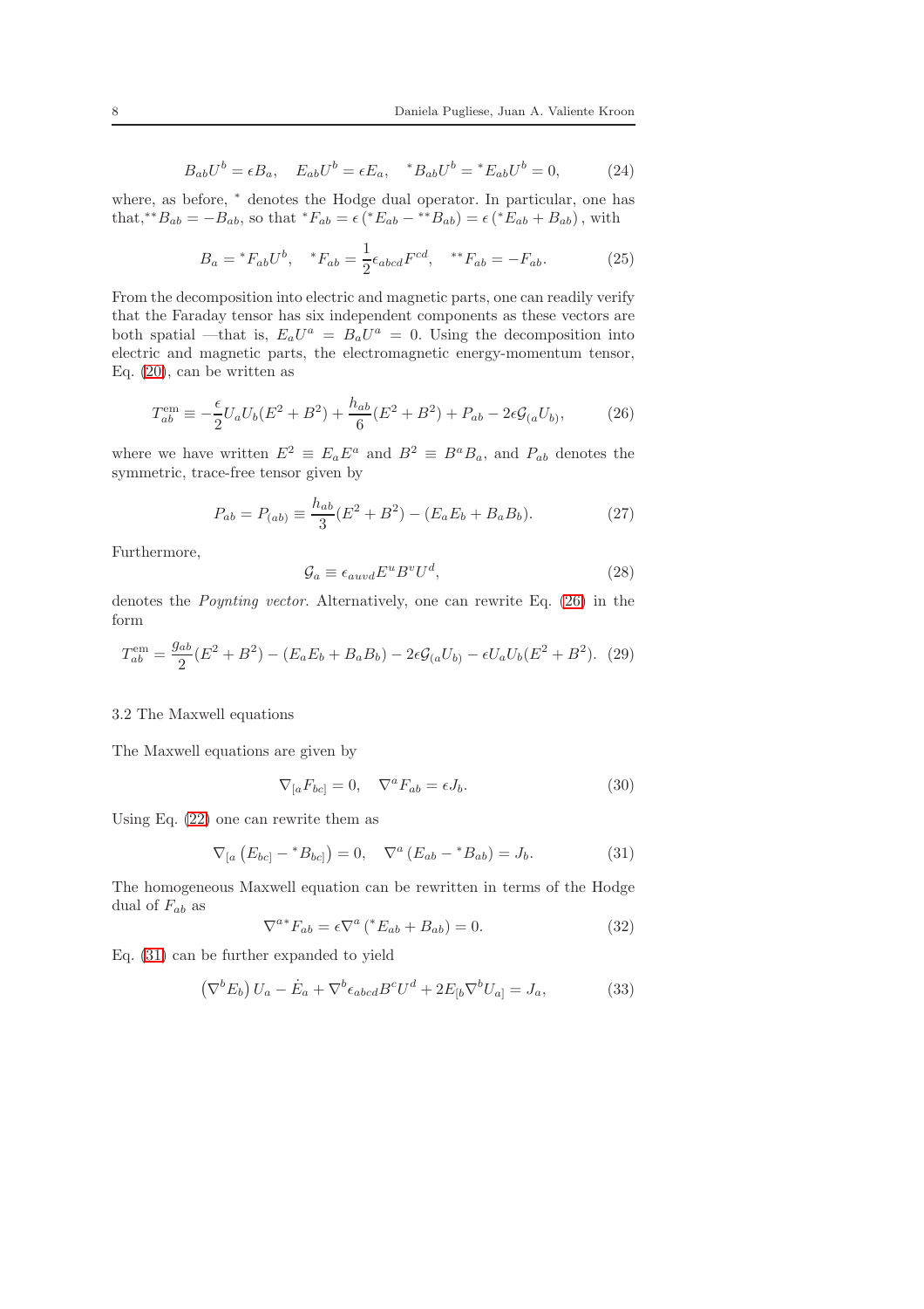$$B_{ab}U^b = \epsilon B_a, \quad E_{ab}U^b = \epsilon E_a, \quad {}^*B_{ab}U^b = {}^*E_{ab}U^b = 0, \tag{24}$$

where, as before, $^*$ denotes the Hodge dual operator. In particular, one has that, ${}^{**}B_{ab} = -B_{ab}$, so that ${}^*F_{ab} = \epsilon\left({}^*E_{ab} - {}^{**}B_{ab}\right) = \epsilon\left({}^*E_{ab} + B_{ab}\right)$, with

$$B_a = {}^*F_{ab}U^b, \quad {}^*F_{ab} = \frac{1}{2}\epsilon_{abcd}F^{cd}, \quad {}^{**}F_{ab} = -F_{ab}. \tag{25}$$

From the decomposition into electric and magnetic parts, one can readily verify that the Faraday tensor has six independent components as these vectors are both spatial —that is, $E_a U^a = B_a U^a = 0$. Using the decomposition into electric and magnetic parts, the electromagnetic energy-momentum tensor, Eq. (20), can be written as

$$T^{\rm em}_{ab} \equiv -\frac{\epsilon}{2}U_a U_b(E^2 + B^2) + \frac{h_{ab}}{6}(E^2 + B^2) + P_{ab} - 2\epsilon\mathcal{G}_{(a}U_{b)}, \tag{26}$$

where we have written $E^2 \equiv E_a E^a$ and $B^2 \equiv B^a B_a$, and $P_{ab}$ denotes the symmetric, trace-free tensor given by

$$P_{ab} = P_{(ab)} \equiv \frac{h_{ab}}{3}(E^2 + B^2) - (E_a E_b + B_a B_b). \tag{27}$$

Furthermore,

$$\mathcal{G}_a \equiv \epsilon_{auvd}E^u B^v U^d, \tag{28}$$

denotes the *Poynting vector*. Alternatively, one can rewrite Eq. (26) in the form

$$T^{\rm em}_{ab} = \frac{g_{ab}}{2}(E^2 + B^2) - (E_a E_b + B_a B_b) - 2\epsilon\mathcal{G}_{(a}U_{b)} - \epsilon U_a U_b(E^2 + B^2). \tag{29}$$

### 3.2 The Maxwell equations

The Maxwell equations are given by

$$\nabla_{[a}F_{bc]} = 0, \quad \nabla^a F_{ab} = \epsilon J_b. \tag{30}$$

Using Eq. (22) one can rewrite them as

$$\nabla_{[a}\left(E_{bc]} - {}^*B_{bc]}\right) = 0, \quad \nabla^a\left(E_{ab} - {}^*B_{ab}\right) = J_b. \tag{31}$$

The homogeneous Maxwell equation can be rewritten in terms of the Hodge dual of $F_{ab}$ as

$$\nabla^{a*}F_{ab} = \epsilon\nabla^a\left({}^*E_{ab} + B_{ab}\right) = 0. \tag{32}$$

Eq. (31) can be further expanded to yield

$$\left(\nabla^b E_b\right)U_a - \dot{E}_a + \nabla^b\epsilon_{abcd}B^c U^d + 2E_{[b}\nabla^b U_{a]} = J_a, \tag{33}$$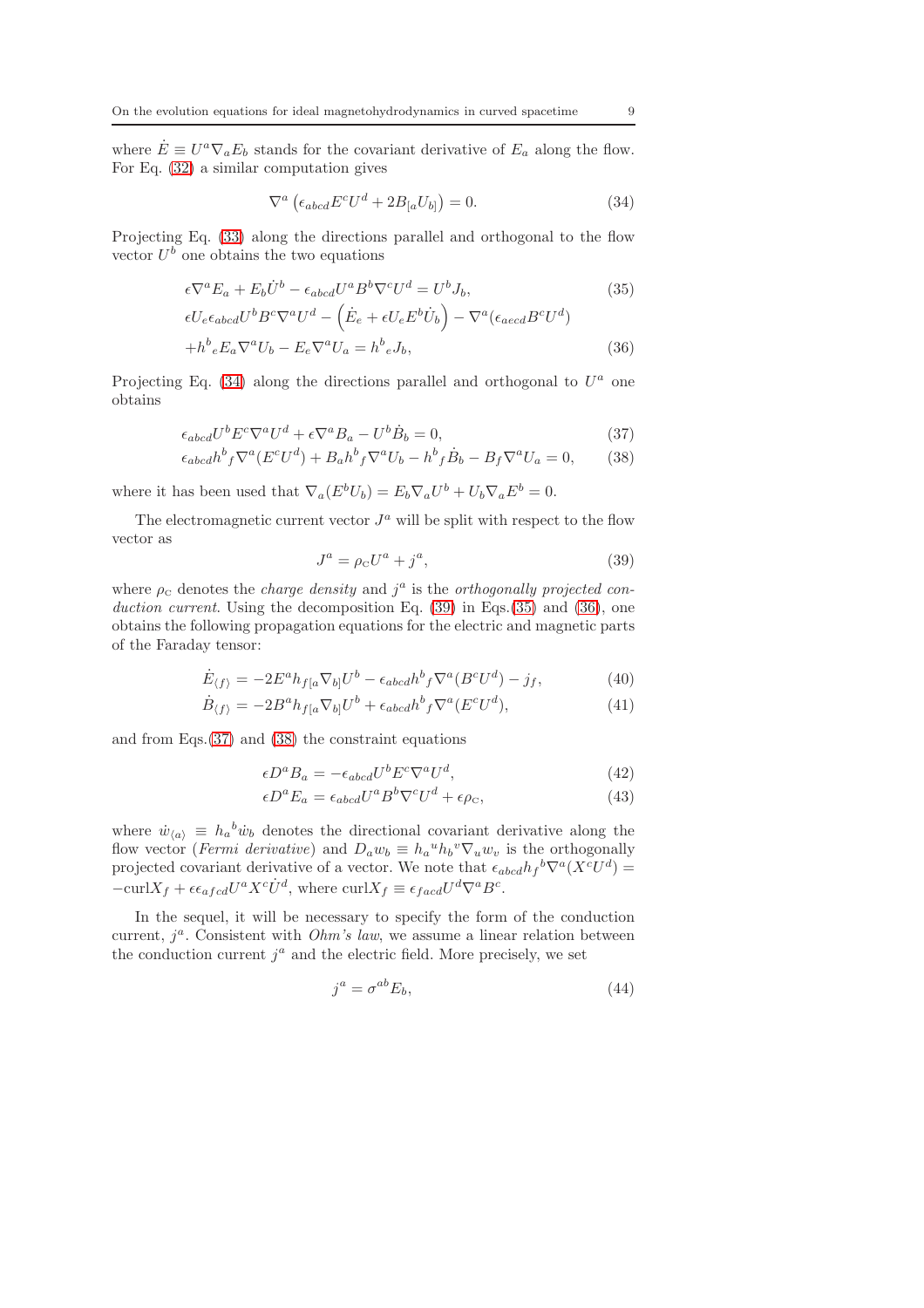where $\dot{E} \equiv U^a \nabla_a E_b$ stands for the covariant derivative of $E_a$ along the flow. For Eq. (32) a similar computation gives

$$\nabla^a \left( \epsilon_{abcd} E^c U^d + 2B_{[a}U_{b]} \right) = 0. \tag{34}$$

Projecting Eq. (33) along the directions parallel and orthogonal to the flow vector $U^b$ one obtains the two equations

$$\epsilon \nabla^a E_a + E_b \dot{U}^b - \epsilon_{abcd} U^a B^b \nabla^c U^d = U^b J_b, \tag{35}$$

$$\begin{aligned}
&\epsilon U_e \epsilon_{abcd} U^b B^c \nabla^a U^d - \left( \dot{E}_e + \epsilon U_e E^b \dot{U}_b \right) - \nabla^a (\epsilon_{aecd} B^c U^d) \\
&+ h^b{}_e E_a \nabla^a U_b - E_e \nabla^a U_a = h^b{}_e J_b,
\end{aligned} \tag{36}$$

Projecting Eq. (34) along the directions parallel and orthogonal to $U^a$ one obtains

$$\epsilon_{abcd} U^b E^c \nabla^a U^d + \epsilon \nabla^a B_a - U^b \dot{B}_b = 0, \tag{37}$$

$$\epsilon_{abcd} h^b{}_f \nabla^a (E^c U^d) + B_a h^b{}_f \nabla^a U_b - h^b{}_f \dot{B}_b - B_f \nabla^a U_a = 0, \tag{38}$$

where it has been used that $\nabla_a (E^b U_b) = E_b \nabla_a U^b + U_b \nabla_a E^b = 0$.

The electromagnetic current vector $J^a$ will be split with respect to the flow vector as

$$J^a = \rho_{\text{C}} U^a + j^a, \tag{39}$$

where $\rho_{\text{C}}$ denotes the *charge density* and $j^a$ is the *orthogonally projected conduction current*. Using the decomposition Eq. (39) in Eqs.(35) and (36), one obtains the following propagation equations for the electric and magnetic parts of the Faraday tensor:

$$\dot{E}_{\langle f \rangle} = -2E^a h_{f[a} \nabla_{b]} U^b - \epsilon_{abcd} h^b{}_f \nabla^a (B^c U^d) - j_f, \tag{40}$$

$$\dot{B}_{\langle f \rangle} = -2B^a h_{f[a} \nabla_{b]} U^b + \epsilon_{abcd} h^b{}_f \nabla^a (E^c U^d), \tag{41}$$

and from Eqs.(37) and (38) the constraint equations

$$\epsilon D^a B_a = -\epsilon_{abcd} U^b E^c \nabla^a U^d, \tag{42}$$

$$\epsilon D^a E_a = \epsilon_{abcd} U^a B^b \nabla^c U^d + \epsilon \rho_{\text{C}}, \tag{43}$$

where $\dot{w}_{\langle a \rangle} \equiv h_a{}^b \dot{w}_b$ denotes the directional covariant derivative along the flow vector (*Fermi derivative*) and $D_a w_b \equiv h_a{}^u h_b{}^v \nabla_u w_v$ is the orthogonally projected covariant derivative of a vector. We note that $\epsilon_{abcd} h_f{}^b \nabla^a (X^c U^d) = -\text{curl} X_f + \epsilon \epsilon_{afcd} U^a X^c \dot{U}^d$, where $\text{curl} X_f \equiv \epsilon_{facd} U^d \nabla^a B^c$.

In the sequel, it will be necessary to specify the form of the conduction current, $j^a$. Consistent with *Ohm's law*, we assume a linear relation between the conduction current $j^a$ and the electric field. More precisely, we set

$$j^a = \sigma^{ab} E_b, \tag{44}$$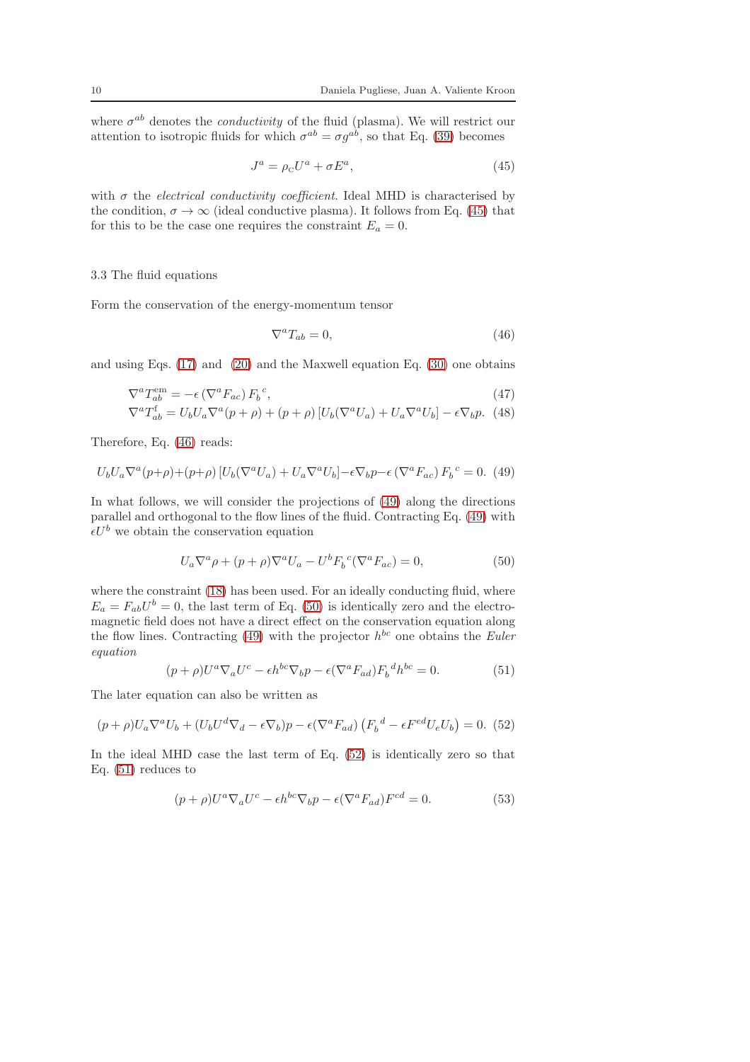where $\sigma^{ab}$ denotes the *conductivity* of the fluid (plasma). We will restrict our attention to isotropic fluids for which $\sigma^{ab} = \sigma g^{ab}$, so that Eq. (39) becomes

$$J^a = \rho_{\text{C}} U^a + \sigma E^a, \tag{45}$$

with $\sigma$ the *electrical conductivity coefficient*. Ideal MHD is characterised by the condition, $\sigma \to \infty$ (ideal conductive plasma). It follows from Eq. (45) that for this to be the case one requires the constraint $E_a = 0$.

### 3.3 The fluid equations

Form the conservation of the energy-momentum tensor

$$\nabla^a T_{ab} = 0, \tag{46}$$

and using Eqs. (17) and (20) and the Maxwell equation Eq. (30) one obtains

$$\nabla^a T^{\text{em}}_{ab} = -\epsilon \left(\nabla^a F_{ac}\right) F_b{}^c, \tag{47}$$

$$\nabla^a T^{\text{f}}_{ab} = U_b U_a \nabla^a (p+\rho) + (p+\rho)\left[U_b(\nabla^a U_a) + U_a \nabla^a U_b\right] - \epsilon \nabla_b p. \tag{48}$$

Therefore, Eq. (46) reads:

$$U_b U_a \nabla^a (p+\rho) + (p+\rho)\left[U_b(\nabla^a U_a) + U_a \nabla^a U_b\right] - \epsilon \nabla_b p - \epsilon \left(\nabla^a F_{ac}\right) F_b{}^c = 0. \tag{49}$$

In what follows, we will consider the projections of (49) along the directions parallel and orthogonal to the flow lines of the fluid. Contracting Eq. (49) with $\epsilon U^b$ we obtain the conservation equation

$$U_a \nabla^a \rho + (p+\rho)\nabla^a U_a - U^b F_b{}^c (\nabla^a F_{ac}) = 0, \tag{50}$$

where the constraint (18) has been used. For an ideally conducting fluid, where $E_a = F_{ab} U^b = 0$, the last term of Eq. (50) is identically zero and the electromagnetic field does not have a direct effect on the conservation equation along the flow lines. Contracting (49) with the projector $h^{bc}$ one obtains the *Euler equation*

$$(p+\rho) U^a \nabla_a U^c - \epsilon h^{bc} \nabla_b p - \epsilon (\nabla^a F_{ad}) F_b{}^d h^{bc} = 0. \tag{51}$$

The later equation can also be written as

$$(p+\rho) U_a \nabla^a U_b + (U_b U^d \nabla_d - \epsilon \nabla_b) p - \epsilon (\nabla^a F_{ad}) \left(F_b{}^d - \epsilon F^{ed} U_e U_b\right) = 0. \tag{52}$$

In the ideal MHD case the last term of Eq. (52) is identically zero so that Eq. (51) reduces to

$$(p+\rho) U^a \nabla_a U^c - \epsilon h^{bc} \nabla_b p - \epsilon (\nabla^a F_{ad}) F^{cd} = 0. \tag{53}$$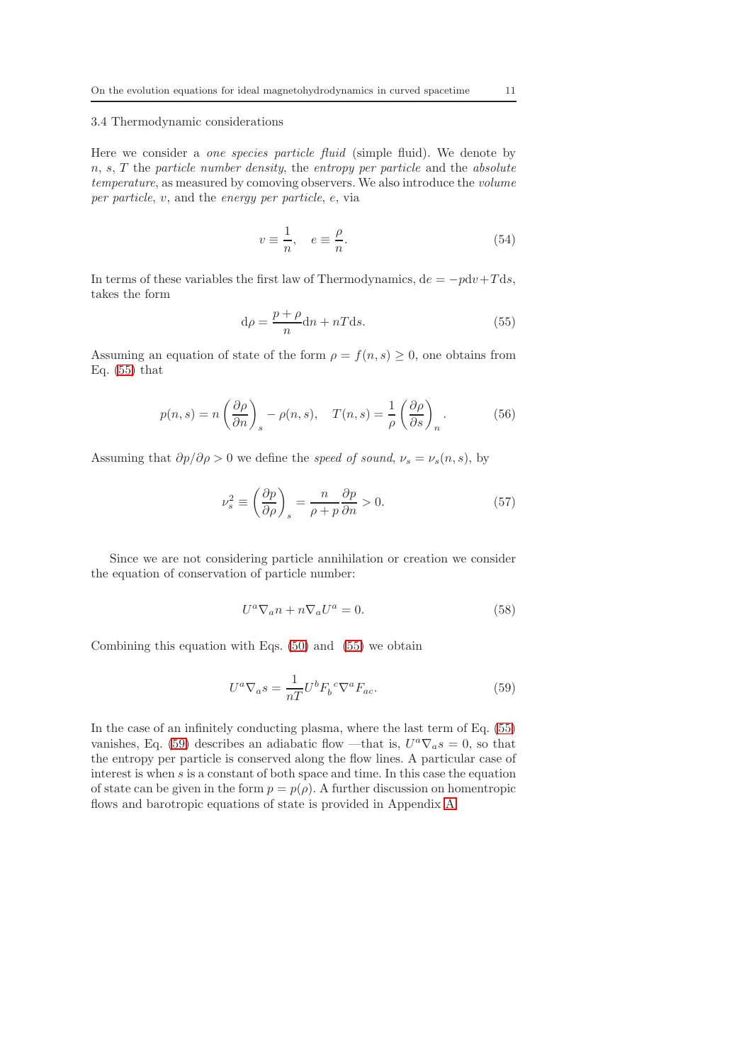### 3.4 Thermodynamic considerations

Here we consider a *one species particle fluid* (simple fluid). We denote by $n$, $s$, $T$ the *particle number density*, the *entropy per particle* and the *absolute temperature*, as measured by comoving observers. We also introduce the *volume per particle*, $v$, and the *energy per particle*, $e$, via

$$v \equiv \frac{1}{n}, \quad e \equiv \frac{\rho}{n}. \tag{54}$$

In terms of these variables the first law of Thermodynamics, $\mathrm{d}e = -p\mathrm{d}v + T\mathrm{d}s$, takes the form

$$\mathrm{d}\rho = \frac{p+\rho}{n}\mathrm{d}n + nT\mathrm{d}s. \tag{55}$$

Assuming an equation of state of the form $\rho = f(n,s) \geq 0$, one obtains from Eq. (55) that

$$p(n,s) = n\left(\frac{\partial \rho}{\partial n}\right)_s - \rho(n,s), \quad T(n,s) = \frac{1}{\rho}\left(\frac{\partial \rho}{\partial s}\right)_n. \tag{56}$$

Assuming that $\partial p/\partial \rho > 0$ we define the *speed of sound*, $\nu_s = \nu_s(n,s)$, by

$$\nu_s^2 \equiv \left(\frac{\partial p}{\partial \rho}\right)_s = \frac{n}{\rho + p}\frac{\partial p}{\partial n} > 0. \tag{57}$$

Since we are not considering particle annihilation or creation we consider the equation of conservation of particle number:

$$U^a \nabla_a n + n \nabla_a U^a = 0. \tag{58}$$

Combining this equation with Eqs. (50) and (55) we obtain

$$U^a \nabla_a s = \frac{1}{nT} U^b F_b{}^c \nabla^a F_{ac}. \tag{59}$$

In the case of an infinitely conducting plasma, where the last term of Eq. (55) vanishes, Eq. (59) describes an adiabatic flow —that is, $U^a \nabla_a s = 0$, so that the entropy per particle is conserved along the flow lines. A particular case of interest is when $s$ is a constant of both space and time. In this case the equation of state can be given in the form $p = p(\rho)$. A further discussion on homentropic flows and barotropic equations of state is provided in Appendix A.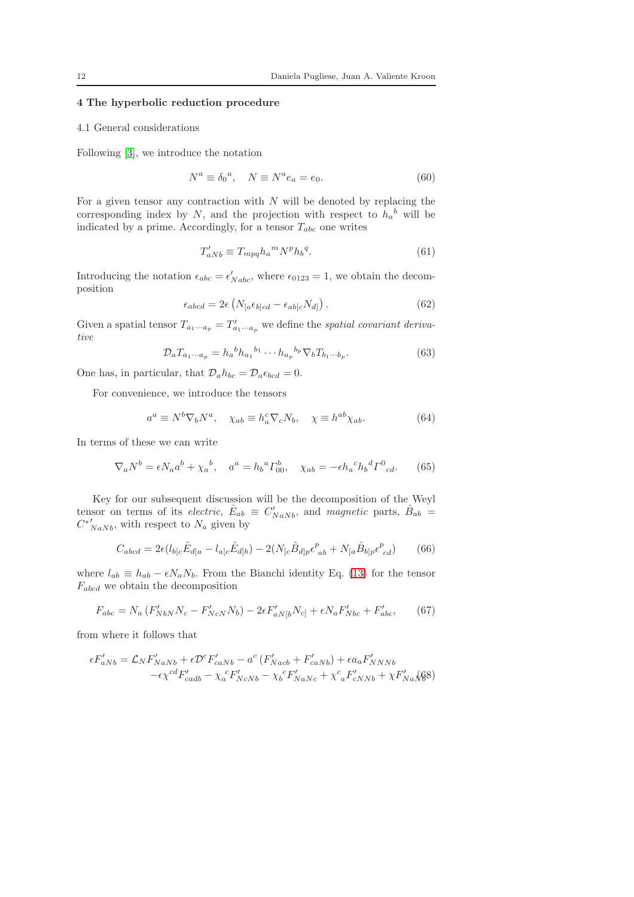## 4 The hyperbolic reduction procedure

### 4.1 General considerations

Following [3], we introduce the notation

$$N^a \equiv \delta_0{}^a, \quad N \equiv N^a e_a = e_0. \tag{60}$$

For a given tensor any contraction with $N$ will be denoted by replacing the corresponding index by $N$, and the projection with respect to $h_a{}^b$ will be indicated by a prime. Accordingly, for a tensor $T_{abc}$ one writes

$$T'_{aNb} \equiv T_{mpq} h_a{}^m N^p h_b{}^q. \tag{61}$$

Introducing the notation $\epsilon_{abc} = \epsilon'_{Nabc}$, where $\epsilon_{0123} = 1$, we obtain the decomposition

$$\epsilon_{abcd} = 2\epsilon \left( N_{[a}\epsilon_{b]cd} - \epsilon_{ab[c}N_{d]} \right). \tag{62}$$

Given a spatial tensor $T_{a_1\cdots a_p} = T'_{a_1\cdots a_p}$ we define the *spatial covariant derivative*

$$\mathcal{D}_a T_{a_1\cdots a_p} = h_a{}^b h_{a_1}{}^{b_1} \cdots h_{a_p}{}^{b_p} \nabla_b T_{b_1\cdots b_p}. \tag{63}$$

One has, in particular, that $\mathcal{D}_a h_{bc} = \mathcal{D}_a \epsilon_{bcd} = 0$.

For convenience, we introduce the tensors

$$a^a \equiv N^b \nabla_b N^a, \quad \chi_{ab} \equiv h_a^c \nabla_c N_b, \quad \chi \equiv h^{ab}\chi_{ab}. \tag{64}$$

In terms of these we can write

$$\nabla_a N^b = \epsilon N_a a^b + \chi_a{}^b, \quad a^a = h_b{}^a \Gamma^b_{00}, \quad \chi_{ab} = -\epsilon h_a{}^c h_b{}^d \Gamma^0{}_{cd}. \tag{65}$$

Key for our subsequent discussion will be the decomposition of the Weyl tensor on terms of its *electric*, $\hat{E}_{ab} \equiv C'_{NaNb}$, and *magnetic* parts, $\hat{B}_{ab} = C^{*\prime}{}_{NaNb}$, with respect to $N_a$ given by

$$C_{abcd} = 2\epsilon(l_{b[c}\hat{E}_{d]a} - l_{a[c}\hat{E}_{d]b}) - 2(N_{[c}\hat{B}_{d]p}\epsilon^p{}_{ab} + N_{[a}\hat{B}_{b]p}\epsilon^p{}_{cd}) \tag{66}$$

where $l_{ab} \equiv h_{ab} - \epsilon N_a N_b$. From the Bianchi identity Eq. (13) for the tensor $F_{abcd}$ we obtain the decomposition

$$F_{abc} = N_a \left( F'_{NbN}N_c - F'_{NcN}N_b \right) - 2\epsilon F'_{aN[b}N_{c]} + \epsilon N_a F'_{Nbc} + F'_{abc}, \tag{67}$$

from where it follows that

$$\begin{aligned}
\epsilon F'_{aNb} = \mathcal{L}_N F'_{NaNb} + \epsilon \mathcal{D}^c F'_{caNb} - a^c \left( F'_{Nacb} + F'_{caNb} \right) + \epsilon a_a F'_{NNNb} \\
-\epsilon \chi^{cd} F'_{cadb} - \chi_a{}^c F'_{NcNb} - \chi_b{}^c F'_{NaNc} + \chi^c{}_a F'_{cNNb} + \chi F'_{NaNb}
\end{aligned} \tag{68}$$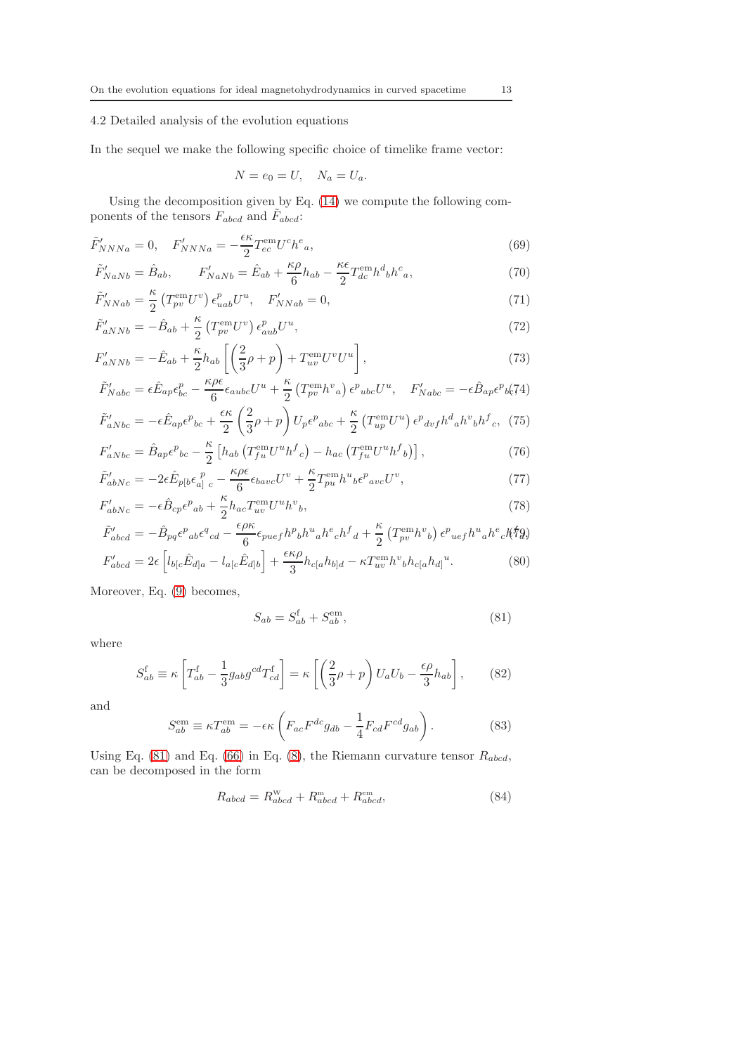### 4.2 Detailed analysis of the evolution equations

In the sequel we make the following specific choice of timelike frame vector:

$$N = e_0 = U, \quad N_a = U_a.$$

Using the decomposition given by Eq. (14) we compute the following components of the tensors $F_{abcd}$ and $\tilde{F}_{abcd}$:

$$\tilde{F}'_{NNNa} = 0, \quad F'_{NNNa} = -\frac{\epsilon\kappa}{2} T^{\rm em}_{ec} U^c h^e{}_a, \tag{69}$$

$$\tilde{F}'_{NaNb} = \hat{B}_{ab}, \qquad F'_{NaNb} = \hat{E}_{ab} + \frac{\kappa\rho}{6} h_{ab} - \frac{\kappa\epsilon}{2} T^{\rm em}_{dc} h^d{}_b h^c{}_a, \tag{70}$$

$$\tilde{F}'_{NNab} = \frac{\kappa}{2}\left(T^{\rm em}_{pv} U^v\right)\epsilon^p_{uab} U^u, \quad F'_{NNab} = 0, \tag{71}$$

$$\tilde{F}'_{aNNb} = -\hat{B}_{ab} + \frac{\kappa}{2}\left(T^{\rm em}_{pv} U^v\right)\epsilon^p{}_{aub} U^u, \tag{72}$$

$$F'_{aNNb} = -\hat{E}_{ab} + \frac{\kappa}{2} h_{ab}\left[\left(\frac{2}{3}\rho + p\right) + T^{\rm em}_{uv} U^v U^u\right], \tag{73}$$

$$\tilde{F}'_{Nabc} = \epsilon\hat{E}_{ap}\epsilon^p_{bc} - \frac{\kappa\rho\epsilon}{6}\epsilon_{aubc} U^u + \frac{\kappa}{2}\left(T^{\rm em}_{pv} h^v{}_a\right)\epsilon^p{}_{ubc} U^u, \quad F'_{Nabc} = -\epsilon\hat{B}_{ap}\epsilon^p{}_{bc}, \tag{74}$$

$$\tilde{F}'_{aNbc} = -\epsilon\hat{E}_{ap}\epsilon^p{}_{bc} + \frac{\epsilon\kappa}{2}\left(\frac{2}{3}\rho + p\right) U_p \epsilon^p{}_{abc} + \frac{\kappa}{2}\left(T^{\rm em}_{up} U^u\right)\epsilon^p{}_{dvf} h^d{}_a h^v{}_b h^f{}_c, \tag{75}$$

$$F'_{aNbc} = \hat{B}_{ap}\epsilon^p{}_{bc} - \frac{\kappa}{2}\left[h_{ab}\left(T^{\rm em}_{fu} U^u h^f{}_c\right) - h_{ac}\left(T^{\rm em}_{fu} U^u h^f{}_b\right)\right], \tag{76}$$

$$\tilde{F}'_{abNc} = -2\epsilon\hat{E}_{p[b}\epsilon_{a]}{}^p{}_c - \frac{\kappa\rho\epsilon}{6}\epsilon_{bavc} U^v + \frac{\kappa}{2} T^{\rm em}_{pu} h^u{}_b \epsilon^p{}_{avc} U^v, \tag{77}$$

$$F'_{abNc} = -\epsilon\hat{B}_{cp}\epsilon^p{}_{ab} + \frac{\kappa}{2} h_{ac} T^{\rm em}_{uv} U^u h^v{}_b, \tag{78}$$

$$\tilde{F}'_{abcd} = -\hat{B}_{pq}\epsilon^p{}_{ab}\epsilon^q{}_{cd} - \frac{\epsilon\rho\kappa}{6}\epsilon_{puef} h^p{}_b h^u{}_a h^e{}_c h^f{}_d + \frac{\kappa}{2}\left(T^{\rm em}_{pv} h^v{}_b\right)\epsilon^p{}_{uef} h^u{}_a h^e{}_c h^f{}_d, \tag{79}$$

$$F'_{abcd} = 2\epsilon\left[l_{b[c}\hat{E}_{d]a} - l_{a[c}\hat{E}_{d]b}\right] + \frac{\epsilon\kappa\rho}{3} h_{c[a} h_{b]d} - \kappa T^{\rm em}_{uv} h^v{}_b h_{c[a} h_{d]}{}^u. \tag{80}$$

Moreover, Eq. (9) becomes,

$$S_{ab} = S^{\rm f}_{ab} + S^{\rm em}_{ab}, \tag{81}$$

where

$$S^{\rm f}_{ab} \equiv \kappa\left[T^{\rm f}_{ab} - \frac{1}{3} g_{ab} g^{cd} T^{\rm f}_{cd}\right] = \kappa\left[\left(\frac{2}{3}\rho + p\right) U_a U_b - \frac{\epsilon\rho}{3} h_{ab}\right], \tag{82}$$

and

$$S^{\rm em}_{ab} \equiv \kappa T^{\rm em}_{ab} = -\epsilon\kappa\left(F_{ac} F^{dc} g_{db} - \frac{1}{4} F_{cd} F^{cd} g_{ab}\right). \tag{83}$$

Using Eq. (81) and Eq. (66) in Eq. (8), the Riemann curvature tensor $R_{abcd}$, can be decomposed in the form

$$R_{abcd} = R^{\rm W}_{abcd} + R^{\rm m}_{abcd} + R^{\rm em}_{abcd}, \tag{84}$$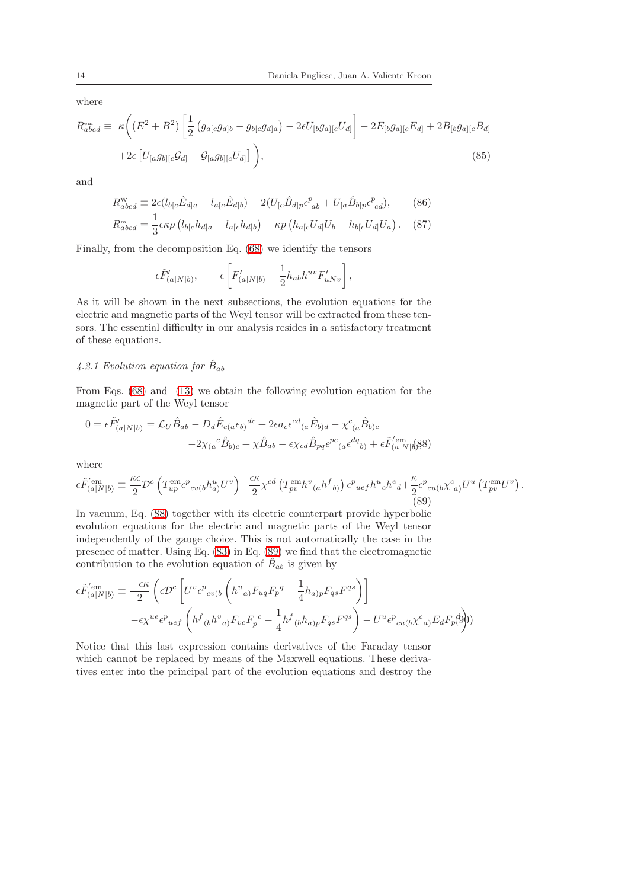where

$$
\begin{aligned}
R^{\text{em}}_{abcd} \equiv\ & \kappa\bigg( (E^2+B^2)\left[\frac{1}{2}\left(g_{a[c}g_{d]b}-g_{b[c}g_{d]a}\right)-2\epsilon U_{[b}g_{a][c}U_{d]}\right]-2E_{[b}g_{a][c}E_{d]}+2B_{[b}g_{a][c}B_{d]} \\
& +2\epsilon\left[U_{[a}g_{b][c}\mathcal{G}_{d]}-\mathcal{G}_{[a}g_{b][c}U_{d]}\right]\bigg),
\end{aligned}
\tag{85}
$$

and

$$
R^{\text{w}}_{abcd} \equiv 2\epsilon(l_{b[c}\hat{E}_{d]a}-l_{a[c}\hat{E}_{d]b})-2(U_{[c}\hat{B}_{d]p}\epsilon^{p}{}_{ab}+U_{[a}\hat{B}_{b]p}\epsilon^{p}{}_{cd}),
\tag{86}
$$

$$
R^{\text{m}}_{abcd} = \frac{1}{3}\epsilon\kappa\rho\left(l_{b[c}h_{d]a}-l_{a[c}h_{d]b}\right)+\kappa p\left(h_{a[c}U_{d]}U_b-h_{b[c}U_{d]}U_a\right).
\tag{87}
$$

Finally, from the decomposition Eq. (68) we identify the tensors

$$
\epsilon\tilde{F}'_{(a|N|b)}, \qquad \epsilon\left[F'_{(a|N|b)}-\frac{1}{2}h_{ab}h^{uv}F'_{uNv}\right],
$$

As it will be shown in the next subsections, the evolution equations for the electric and magnetic parts of the Weyl tensor will be extracted from these tensors. The essential difficulty in our analysis resides in a satisfactory treatment of these equations.

### 4.2.1 Evolution equation for $\hat{B}_{ab}$

From Eqs. (68) and (13) we obtain the following evolution equation for the magnetic part of the Weyl tensor

$$
\begin{aligned}
0=\epsilon\tilde{F}'_{(a|N|b)} =\ & \mathcal{L}_U\hat{B}_{ab}-D_d\hat{E}_{c(a}\epsilon_{b)}{}^{dc}+2\epsilon a_c\epsilon^{cd}{}_{(a}\hat{E}_{b)d}-\chi^{c}{}_{(a}\hat{B}_{b)c} \\
& -2\chi_{(a}{}^{c}\hat{B}_{b)c}+\chi\hat{B}_{ab}-\epsilon\chi_{cd}\hat{B}_{pq}\epsilon^{pc}{}_{(a}\epsilon^{dq}{}_{b)}+\epsilon\tilde{F}'^{\text{em}}_{(a|N|b)}
\end{aligned}
\tag{88}
$$

where

$$
\epsilon\tilde{F}^{\text{em}}_{(a|N|b)} \equiv \frac{\kappa\epsilon}{2}\mathcal{D}^c\left(T^{\text{em}}_{up}\epsilon^{p}{}_{cv(b}h^{u}{}_{a)}U^v\right)-\frac{\epsilon\kappa}{2}\chi^{cd}\left(T^{\text{em}}_{pv}h^{v}{}_{(a}h^{f}{}_{b)}\right)\epsilon^{p}{}_{uef}h^{u}{}_{c}h^{e}{}_{d}+\frac{\kappa}{2}\epsilon^{p}{}_{cu(b}\chi^{c}{}_{a)}U^u\left(T^{\text{em}}_{pv}U^v\right).
\tag{89}
$$

In vacuum, Eq. (88) together with its electric counterpart provide hyperbolic evolution equations for the electric and magnetic parts of the Weyl tensor independently of the gauge choice. This is not automatically the case in the presence of matter. Using Eq. (83) in Eq. (89) we find that the electromagnetic contribution to the evolution equation of $\hat{B}_{ab}$ is given by

$$
\begin{aligned}
\epsilon\tilde{F}'^{\text{em}}_{(a|N|b)} \equiv\ & \frac{-\epsilon\kappa}{2}\bigg(\epsilon\mathcal{D}^c\left[U^v\epsilon^{p}{}_{cv(b}\left(h^{u}{}_{a)}F_{uq}F_{p}{}^{q}-\frac{1}{4}h_{a)p}F_{qs}F^{qs}\right)\right] \\
& -\epsilon\chi^{ue}\epsilon^{p}{}_{uef}\left(h^{f}{}_{(b}h^{v}{}_{a)}F_{vc}F_{p}{}^{c}-\frac{1}{4}h^{f}{}_{(b}h_{a)p}F_{qs}F^{qs}\right)-U^u\epsilon^{p}{}_{cu(b}\chi^{c}{}_{a)}E_dF_{p}{}^{d}\bigg)
\end{aligned}
\tag{90}
$$

Notice that this last expression contains derivatives of the Faraday tensor which cannot be replaced by means of the Maxwell equations. These derivatives enter into the principal part of the evolution equations and destroy the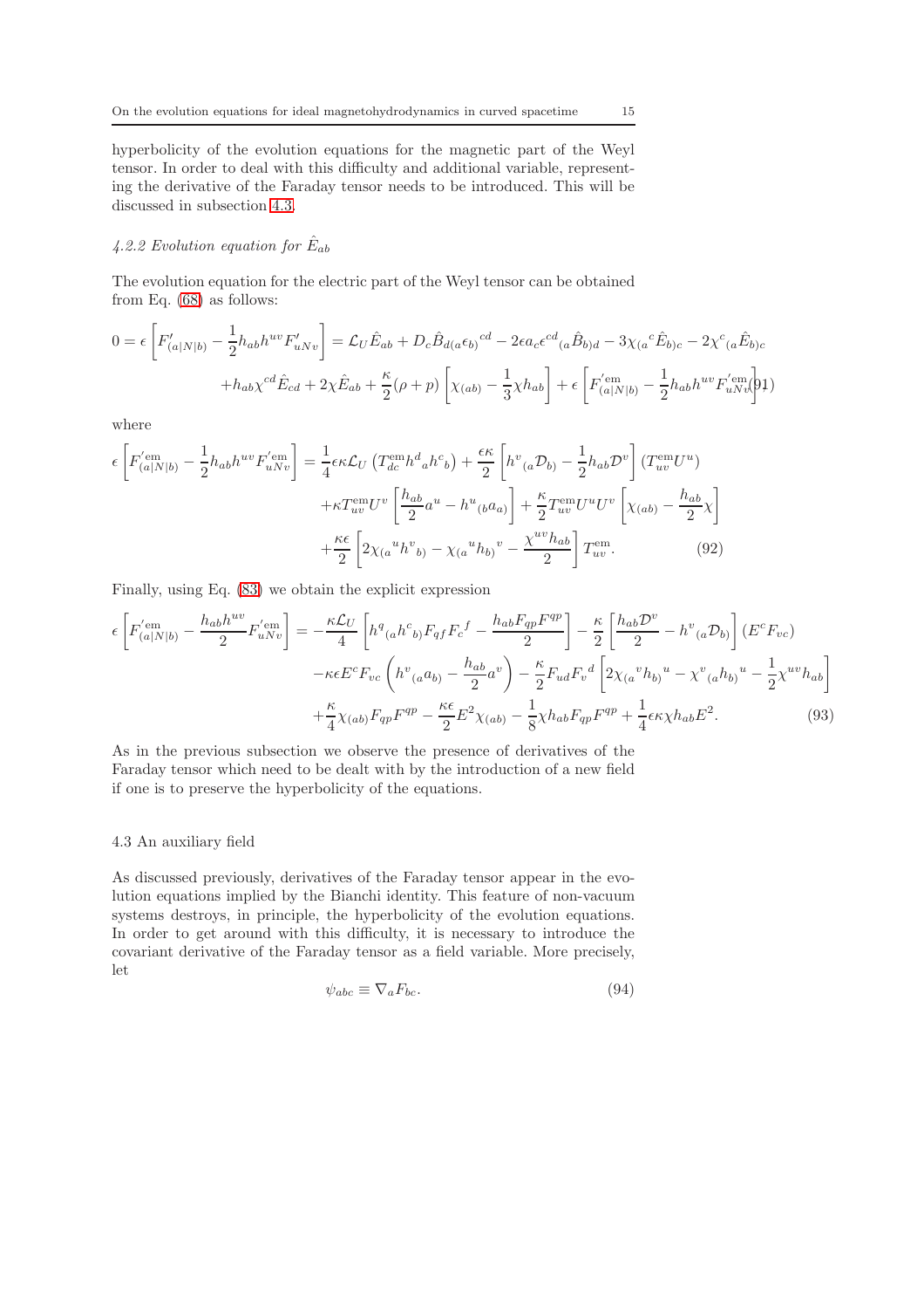hyperbolicity of the evolution equations for the magnetic part of the Weyl tensor. In order to deal with this difficulty and additional variable, representing the derivative of the Faraday tensor needs to be introduced. This will be discussed in subsection 4.3.

#### *4.2.2 Evolution equation for $\hat{E}_{ab}$*

The evolution equation for the electric part of the Weyl tensor can be obtained from Eq. (68) as follows:

$$
\begin{aligned}
0 = \epsilon \left[ F'_{(a|N|b)} - \frac{1}{2} h_{ab} h^{uv} F'_{uNv} \right] &= \mathcal{L}_U \hat{E}_{ab} + D_c \hat{B}_{d(a} \epsilon_{b)}{}^{cd} - 2\epsilon a_c \epsilon^{cd}{}_{(a} \hat{B}_{b)d} - 3\chi_{(a}{}^c \hat{E}_{b)c} - 2\chi^c{}_{(a} \hat{E}_{b)c} \\
&+ h_{ab} \chi^{cd} \hat{E}_{cd} + 2\chi \hat{E}_{ab} + \frac{\kappa}{2}(\rho + p) \left[ \chi_{(ab)} - \frac{1}{3}\chi h_{ab} \right] + \epsilon \left[ F'^{\text{em}}_{(a|N|b)} - \frac{1}{2} h_{ab} h^{uv} F'^{\text{em}}_{uNv} \right] \qquad (91)
\end{aligned}
$$

where

$$
\begin{aligned}
\epsilon \left[ F'^{\text{em}}_{(a|N|b)} - \frac{1}{2} h_{ab} h^{uv} F'^{\text{em}}_{uNv} \right] &= \frac{1}{4}\epsilon\kappa \mathcal{L}_U \left( T^{\text{em}}_{dc} h^d{}_a h^c{}_b \right) + \frac{\epsilon\kappa}{2} \left[ h^v{}_{(a} \mathcal{D}_{b)} - \frac{1}{2} h_{ab} \mathcal{D}^v \right] (T^{\text{em}}_{uv} U^u) \\
&+ \kappa T^{\text{em}}_{uv} U^v \left[ \frac{h_{ab}}{2} a^u - h^u{}_{(b} a_{a)} \right] + \frac{\kappa}{2} T^{\text{em}}_{uv} U^u U^v \left[ \chi_{(ab)} - \frac{h_{ab}}{2}\chi \right] \\
&+ \frac{\kappa\epsilon}{2} \left[ 2\chi_{(a}{}^u h^v{}_{b)} - \chi_{(a}{}^u h_{b)}{}^v - \frac{\chi^{uv} h_{ab}}{2} \right] T^{\text{em}}_{uv}. \qquad (92)
\end{aligned}
$$

Finally, using Eq. (83) we obtain the explicit expression

$$
\begin{aligned}
\epsilon \left[ F'^{\text{em}}_{(a|N|b)} - \frac{h_{ab} h^{uv}}{2} F'^{\text{em}}_{uNv} \right] &= -\frac{\kappa \mathcal{L}_U}{4} \left[ h^q{}_{(a} h^c{}_{b)} F_{qf} F_c{}^f - \frac{h_{ab} F_{qp} F^{qp}}{2} \right] - \frac{\kappa}{2} \left[ \frac{h_{ab} \mathcal{D}^v}{2} - h^v{}_{(a} \mathcal{D}_{b)} \right] (E^c F_{vc}) \\
&- \kappa\epsilon E^c F_{vc} \left( h^v{}_{(a} a_{b)} - \frac{h_{ab}}{2} a^v \right) - \frac{\kappa}{2} F_{ud} F_v{}^d \left[ 2\chi_{(a}{}^v h_{b)}{}^u - \chi^v{}_{(a} h_{b)}{}^u - \frac{1}{2}\chi^{uv} h_{ab} \right] \\
&+ \frac{\kappa}{4} \chi_{(ab)} F_{qp} F^{qp} - \frac{\kappa\epsilon}{2} E^2 \chi_{(ab)} - \frac{1}{8}\chi h_{ab} F_{qp} F^{qp} + \frac{1}{4}\epsilon\kappa\chi h_{ab} E^2. \qquad (93)
\end{aligned}
$$

As in the previous subsection we observe the presence of derivatives of the Faraday tensor which need to be dealt with by the introduction of a new field if one is to preserve the hyperbolicity of the equations.

### 4.3 An auxiliary field

As discussed previously, derivatives of the Faraday tensor appear in the evolution equations implied by the Bianchi identity. This feature of non-vacuum systems destroys, in principle, the hyperbolicity of the evolution equations. In order to get around with this difficulty, it is necessary to introduce the covariant derivative of the Faraday tensor as a field variable. More precisely, let

$$
\psi_{abc} \equiv \nabla_a F_{bc}. \qquad (94)
$$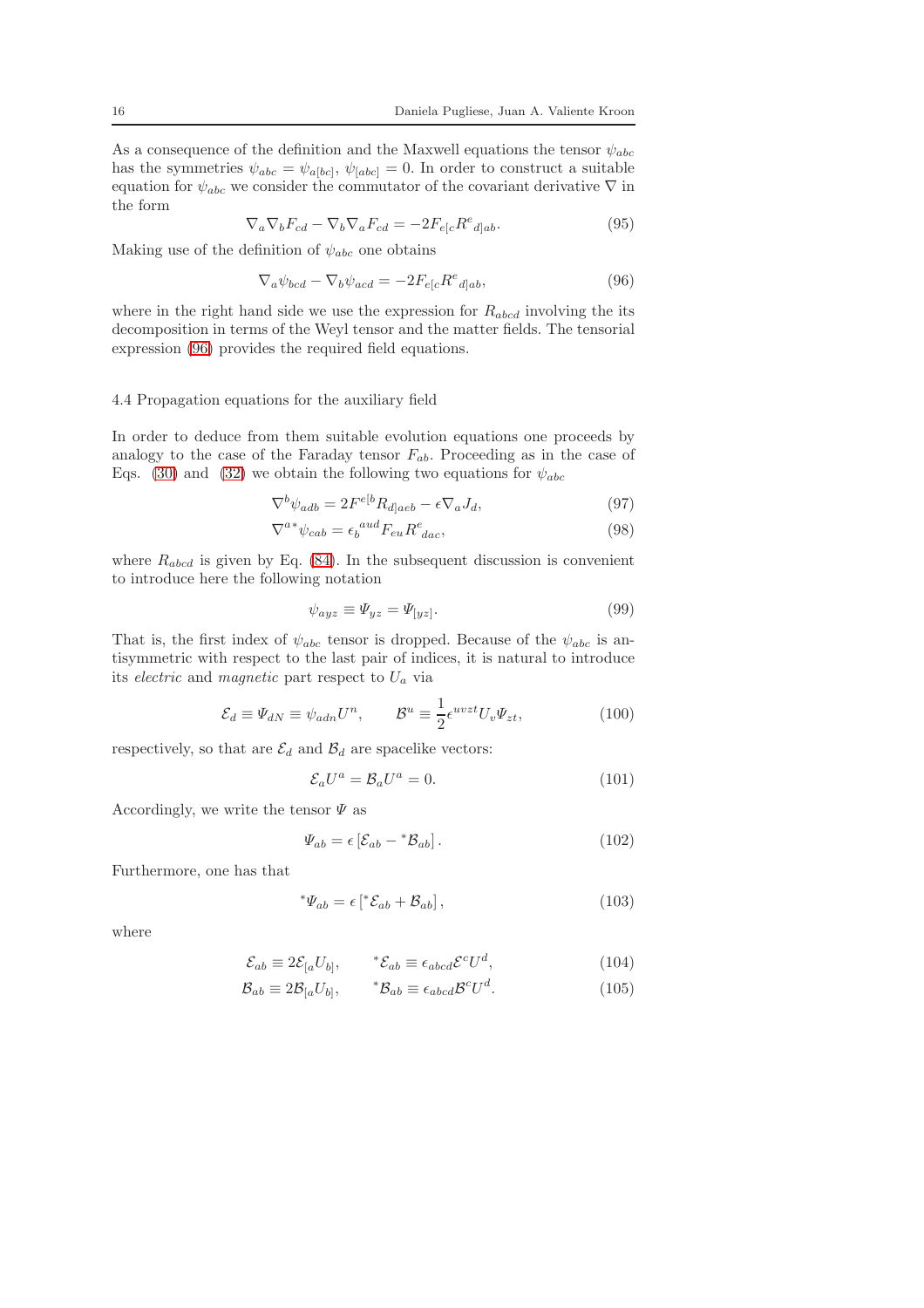As a consequence of the definition and the Maxwell equations the tensor $\psi_{abc}$ has the symmetries $\psi_{abc} = \psi_{a[bc]}$, $\psi_{[abc]} = 0$. In order to construct a suitable equation for $\psi_{abc}$ we consider the commutator of the covariant derivative $\nabla$ in the form

$$\nabla_a \nabla_b F_{cd} - \nabla_b \nabla_a F_{cd} = -2F_{e[c} R^e{}_{d]ab}. \tag{95}$$

Making use of the definition of $\psi_{abc}$ one obtains

$$\nabla_a \psi_{bcd} - \nabla_b \psi_{acd} = -2F_{e[c} R^e{}_{d]ab}, \tag{96}$$

where in the right hand side we use the expression for $R_{abcd}$ involving the its decomposition in terms of the Weyl tensor and the matter fields. The tensorial expression (96) provides the required field equations.

### 4.4 Propagation equations for the auxiliary field

In order to deduce from them suitable evolution equations one proceeds by analogy to the case of the Faraday tensor $F_{ab}$. Proceeding as in the case of Eqs. (30) and (32) we obtain the following two equations for $\psi_{abc}$

$$\nabla^b \psi_{adb} = 2F^{e[b} R_{d]aeb} - \epsilon \nabla_a J_d, \tag{97}$$

$$\nabla^{a*} \psi_{cab} = \epsilon_b{}^{aud} F_{eu} R^e{}_{dac}, \tag{98}$$

where $R_{abcd}$ is given by Eq. (84). In the subsequent discussion is convenient to introduce here the following notation

$$\psi_{ayz} \equiv \Psi_{yz} = \Psi_{[yz]}. \tag{99}$$

That is, the first index of $\psi_{abc}$ tensor is dropped. Because of the $\psi_{abc}$ is antisymmetric with respect to the last pair of indices, it is natural to introduce its *electric* and *magnetic* part respect to $U_a$ via

$$\mathcal{E}_d \equiv \Psi_{dN} \equiv \psi_{adn} U^n, \qquad \mathcal{B}^u \equiv \frac{1}{2} \epsilon^{uvzt} U_v \Psi_{zt}, \tag{100}$$

respectively, so that are $\mathcal{E}_d$ and $\mathcal{B}_d$ are spacelike vectors:

$$\mathcal{E}_a U^a = \mathcal{B}_a U^a = 0. \tag{101}$$

Accordingly, we write the tensor $\Psi$ as

$$\Psi_{ab} = \epsilon \left[ \mathcal{E}_{ab} - {}^*\mathcal{B}_{ab} \right]. \tag{102}$$

Furthermore, one has that

$${}^*\Psi_{ab} = \epsilon \left[ {}^*\mathcal{E}_{ab} + \mathcal{B}_{ab} \right], \tag{103}$$

where

$$\mathcal{E}_{ab} \equiv 2\mathcal{E}_{[a} U_{b]}, \qquad {}^*\mathcal{E}_{ab} \equiv \epsilon_{abcd} \mathcal{E}^c U^d, \tag{104}$$

$$\mathcal{B}_{ab} \equiv 2\mathcal{B}_{[a} U_{b]}, \qquad {}^*\mathcal{B}_{ab} \equiv \epsilon_{abcd} \mathcal{B}^c U^d. \tag{105}$$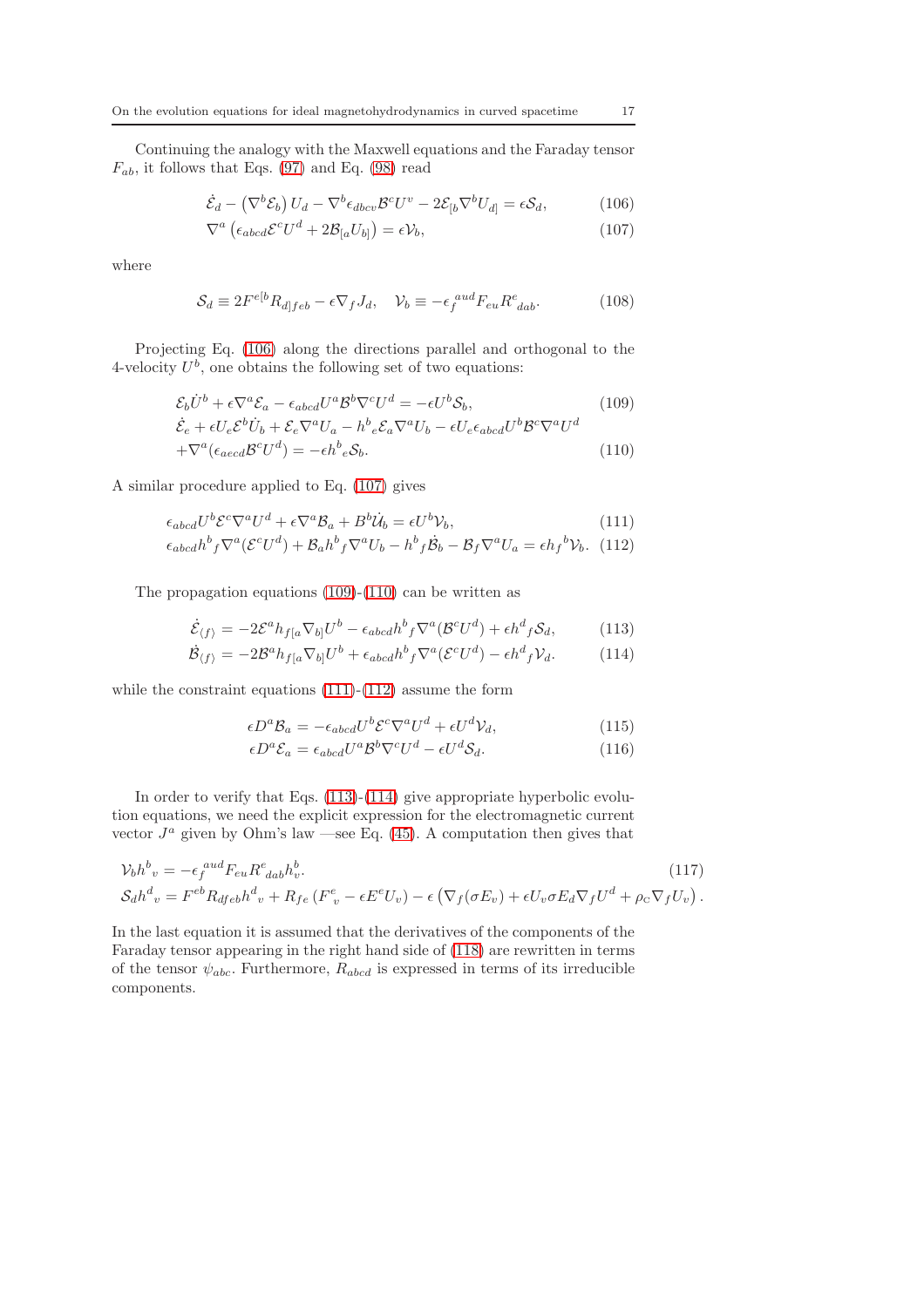Continuing the analogy with the Maxwell equations and the Faraday tensor $F_{ab}$, it follows that Eqs. (97) and Eq. (98) read

$$\dot{\mathcal{E}}_d - \left(\nabla^b \mathcal{E}_b\right) U_d - \nabla^b \epsilon_{dbcv} \mathcal{B}^c U^v - 2\mathcal{E}_{[b} \nabla^b U_{d]} = \epsilon \mathcal{S}_d, \tag{106}$$

$$\nabla^a \left(\epsilon_{abcd} \mathcal{E}^c U^d + 2\mathcal{B}_{[a} U_{b]}\right) = \epsilon \mathcal{V}_b, \tag{107}$$

where

$$\mathcal{S}_d \equiv 2F^{e[b} R_{d]feb} - \epsilon \nabla_f J_d, \quad \mathcal{V}_b \equiv -\epsilon_f{}^{aud} F_{eu} R^e{}_{dab}. \tag{108}$$

Projecting Eq. (106) along the directions parallel and orthogonal to the 4-velocity $U^b$, one obtains the following set of two equations:

$$\mathcal{E}_b \dot{U}^b + \epsilon \nabla^a \mathcal{E}_a - \epsilon_{abcd} U^a \mathcal{B}^b \nabla^c U^d = -\epsilon U^b \mathcal{S}_b, \tag{109}$$

$$\begin{aligned}&\dot{\mathcal{E}}_e + \epsilon U_e \mathcal{E}^b \dot{U}_b + \mathcal{E}_e \nabla^a U_a - h^b{}_e \mathcal{E}_a \nabla^a U_b - \epsilon U_e \epsilon_{abcd} U^b \mathcal{B}^c \nabla^a U^d \\ &+\nabla^a (\epsilon_{aecd} \mathcal{B}^c U^d) = -\epsilon h^b{}_e \mathcal{S}_b.\end{aligned} \tag{110}$$

A similar procedure applied to Eq. (107) gives

$$\epsilon_{abcd} U^b \mathcal{E}^c \nabla^a U^d + \epsilon \nabla^a \mathcal{B}_a + B^b \dot{\mathcal{U}}_b = \epsilon U^b \mathcal{V}_b, \tag{111}$$

$$\epsilon_{abcd} h^b{}_f \nabla^a (\mathcal{E}^c U^d) + \mathcal{B}_a h^b{}_f \nabla^a U_b - h^b{}_f \dot{\mathcal{B}}_b - \mathcal{B}_f \nabla^a U_a = \epsilon h_f{}^b \mathcal{V}_b. \tag{112}$$

The propagation equations (109)-(110) can be written as

$$\dot{\mathcal{E}}_{\langle f \rangle} = -2\mathcal{E}^a h_{f[a} \nabla_{b]} U^b - \epsilon_{abcd} h^b{}_f \nabla^a (\mathcal{B}^c U^d) + \epsilon h^d{}_f \mathcal{S}_d, \tag{113}$$

$$\dot{\mathcal{B}}_{\langle f \rangle} = -2\mathcal{B}^a h_{f[a} \nabla_{b]} U^b + \epsilon_{abcd} h^b{}_f \nabla^a (\mathcal{E}^c U^d) - \epsilon h^d{}_f \mathcal{V}_d. \tag{114}$$

while the constraint equations (111)-(112) assume the form

$$\epsilon D^a \mathcal{B}_a = -\epsilon_{abcd} U^b \mathcal{E}^c \nabla^a U^d + \epsilon U^d \mathcal{V}_d, \tag{115}$$

$$\epsilon D^a \mathcal{E}_a = \epsilon_{abcd} U^a \mathcal{B}^b \nabla^c U^d - \epsilon U^d \mathcal{S}_d. \tag{116}$$

In order to verify that Eqs. (113)-(114) give appropriate hyperbolic evolution equations, we need the explicit expression for the electromagnetic current vector $J^a$ given by Ohm's law —see Eq. (45). A computation then gives that

$$\begin{aligned}&\mathcal{V}_b h^b{}_v = -\epsilon_f{}^{aud} F_{eu} R^e{}_{dab} h^b_v. \\ &\mathcal{S}_d h^d{}_v = F^{eb} R_{dfeb} h^d{}_v + R_{fe} \left(F^e{}_v - \epsilon E^e U_v\right) - \epsilon \left(\nabla_f (\sigma E_v) + \epsilon U_v \sigma E_d \nabla_f U^d + \rho_{\mathrm{C}} \nabla_f U_v\right).\end{aligned} \tag{117}$$

In the last equation it is assumed that the derivatives of the components of the Faraday tensor appearing in the right hand side of (118) are rewritten in terms of the tensor $\psi_{abc}$. Furthermore, $R_{abcd}$ is expressed in terms of its irreducible components.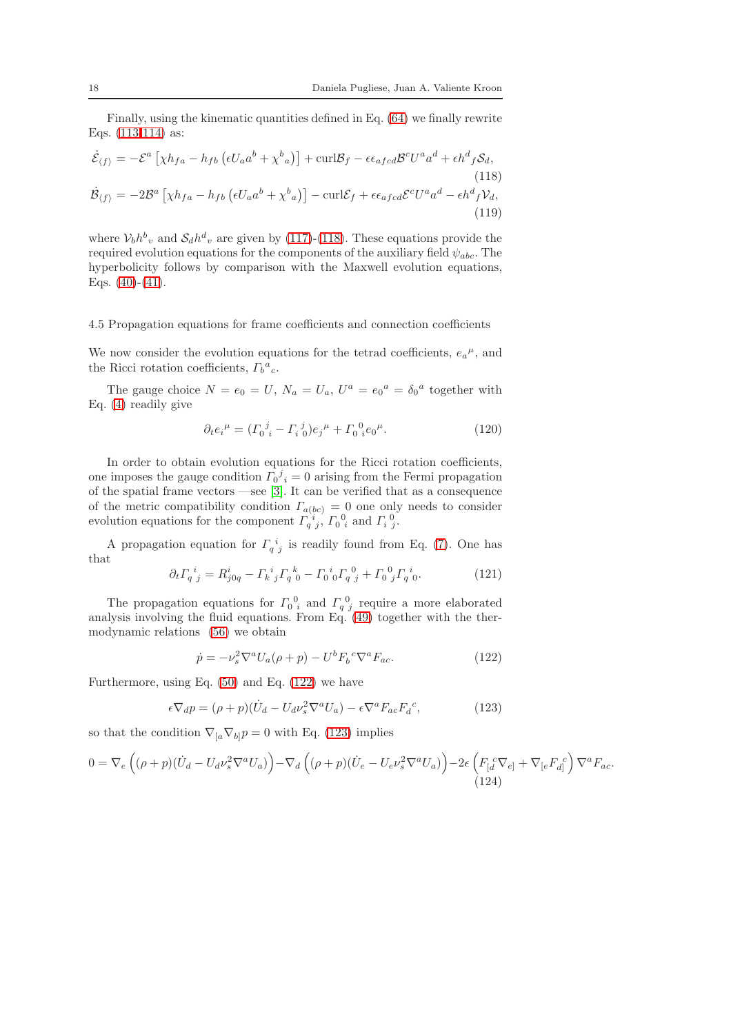Finally, using the kinematic quantities defined in Eq. (64) we finally rewrite Eqs. (113-114) as:

$$\dot{\mathcal{E}}_{\langle f\rangle} = -\mathcal{E}^a\left[\chi h_{fa} - h_{fb}\left(\epsilon U_a a^b + \chi^b{}_a\right)\right] + \mathrm{curl}\mathcal{B}_f - \epsilon\epsilon_{afcd}\mathcal{B}^c U^a a^d + \epsilon h^d{}_f \mathcal{S}_d, \tag{118}$$

$$\dot{\mathcal{B}}_{\langle f\rangle} = -2\mathcal{B}^a\left[\chi h_{fa} - h_{fb}\left(\epsilon U_a a^b + \chi^b{}_a\right)\right] - \mathrm{curl}\mathcal{E}_f + \epsilon\epsilon_{afcd}\mathcal{E}^c U^a a^d - \epsilon h^d{}_f \mathcal{V}_d, \tag{119}$$

where $\mathcal{V}_b h^b{}_v$ and $\mathcal{S}_d h^d{}_v$ are given by (117)-(118). These equations provide the required evolution equations for the components of the auxiliary field $\psi_{abc}$. The hyperbolicity follows by comparison with the Maxwell evolution equations, Eqs. (40)-(41).

### 4.5 Propagation equations for frame coefficients and connection coefficients

We now consider the evolution equations for the tetrad coefficients, $e_a{}^\mu$, and the Ricci rotation coefficients, $\Gamma_b{}^a{}_c$.

The gauge choice $N = e_0 = U$, $N_a = U_a$, $U^a = e_0{}^a = \delta_0{}^a$ together with Eq. (4) readily give

$$\partial_t e_i{}^\mu = (\Gamma_0{}^j{}_i - \Gamma_i{}^j{}_0)e_j{}^\mu + \Gamma_0{}^0{}_i e_0{}^\mu. \tag{120}$$

In order to obtain evolution equations for the Ricci rotation coefficients, one imposes the gauge condition $\Gamma_0{}^j{}_i = 0$ arising from the Fermi propagation of the spatial frame vectors —see [3]. It can be verified that as a consequence of the metric compatibility condition $\Gamma_{a(bc)} = 0$ one only needs to consider evolution equations for the component $\Gamma_q{}^i{}_j$, $\Gamma_0{}^0{}_i$ and $\Gamma_i{}^0{}_j$.

A propagation equation for $\Gamma_q{}^i{}_j$ is readily found from Eq. (7). One has that

$$\partial_t \Gamma_q{}^i{}_j = R^i_{j0q} - \Gamma_k{}^i{}_j \Gamma_q{}^k{}_0 - \Gamma_0{}^i{}_0 \Gamma_q{}^0{}_j + \Gamma_0{}^0{}_j \Gamma_q{}^i{}_0. \tag{121}$$

The propagation equations for $\Gamma_0{}^0{}_i$ and $\Gamma_q{}^0{}_j$ require a more elaborated analysis involving the fluid equations. From Eq. (49) together with the thermodynamic relations (56) we obtain

$$\dot{p} = -\nu_s^2 \nabla^a U_a(\rho + p) - U^b F_b{}^c \nabla^a F_{ac}. \tag{122}$$

Furthermore, using Eq. (50) and Eq. (122) we have

$$\epsilon\nabla_d p = (\rho + p)(\dot{U}_d - U_d \nu_s^2 \nabla^a U_a) - \epsilon\nabla^a F_{ac} F_d{}^c, \tag{123}$$

so that the condition $\nabla_{[a}\nabla_{b]}p = 0$ with Eq. (123) implies

$$0 = \nabla_e\left((\rho+p)(\dot{U}_d - U_d\nu_s^2\nabla^a U_a)\right) - \nabla_d\left((\rho+p)(\dot{U}_e - U_e\nu_s^2\nabla^a U_a)\right) - 2\epsilon\left(F_{[d}{}^c\nabla_{e]} + \nabla_{[e}F_{d]}{}^c\right)\nabla^a F_{ac}. \tag{124}$$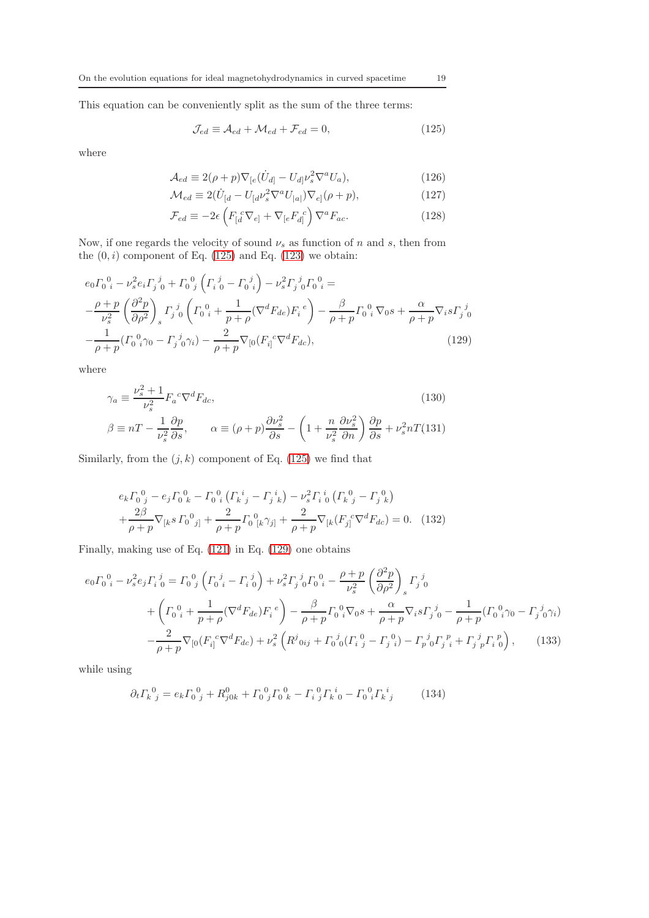This equation can be conveniently split as the sum of the three terms:

$$
\mathcal{J}_{ed} \equiv \mathcal{A}_{ed} + \mathcal{M}_{ed} + \mathcal{F}_{ed} = 0, \tag{125}
$$

where

$$
\mathcal{A}_{ed} \equiv 2(\rho + p)\nabla_{[e}(\dot{U}_{d]} - U_{d]}\nu_s^2 \nabla^a U_a), \tag{126}
$$

$$
\mathcal{M}_{ed} \equiv 2(\dot{U}_{[d} - U_{[d}\nu_s^2 \nabla^a U_{|a|})\nabla_{e]}(\rho + p), \tag{127}
$$

$$
\mathcal{F}_{ed} \equiv -2\epsilon \left( F_{[d}{}^{c}\nabla_{e]} + \nabla_{[e}F_{d]}{}^{c} \right) \nabla^a F_{ac}. \tag{128}
$$

Now, if one regards the velocity of sound $\nu_s$ as function of $n$ and $s$, then from the $(0,i)$ component of Eq. (125) and Eq. (123) we obtain:

$$
\begin{aligned}
& e_0 \Gamma_0{}^0{}_i - \nu_s^2 e_i \Gamma_j{}^j{}_0 + \Gamma_0{}^0{}_j \left( \Gamma_i{}^j{}_0 - \Gamma_0{}^j{}_i \right) - \nu_s^2 \Gamma_j{}^j{}_0 \Gamma_0{}^0{}_i = \\
& -\frac{\rho + p}{\nu_s^2} \left( \frac{\partial^2 p}{\partial \rho^2} \right)_s \Gamma_j{}^j{}_0 \left( \Gamma_0{}^0{}_i + \frac{1}{p+\rho} (\nabla^d F_{de}) F_i{}^e \right) - \frac{\beta}{\rho + p} \Gamma_0{}^0{}_i \nabla_0 s + \frac{\alpha}{\rho + p} \nabla_i s \Gamma_j{}^j{}_0 \\
& -\frac{1}{\rho + p} (\Gamma_0{}^0{}_i \gamma_0 - \Gamma_j{}^j{}_0 \gamma_i) - \frac{2}{\rho + p} \nabla_{[0}(F_{i]}{}^c \nabla^d F_{dc}),
\end{aligned} \tag{129}
$$

where

$$
\gamma_a \equiv \frac{\nu_s^2 + 1}{\nu_s^2} F_a{}^c \nabla^d F_{dc}, \tag{130}
$$

$$
\beta \equiv nT - \frac{1}{\nu_s^2}\frac{\partial p}{\partial s}, \qquad \alpha \equiv (\rho + p)\frac{\partial \nu_s^2}{\partial s} - \left( 1 + \frac{n}{\nu_s^2}\frac{\partial \nu_s^2}{\partial n} \right) \frac{\partial p}{\partial s} + \nu_s^2 nT \tag{131}
$$

Similarly, from the $(j,k)$ component of Eq. (125) we find that

$$
\begin{aligned}
& e_k \Gamma_0{}^0{}_j - e_j \Gamma_0{}^0{}_k - \Gamma_0{}^0{}_i \left( \Gamma_k{}^i{}_j - \Gamma_j{}^i{}_k \right) - \nu_s^2 \Gamma_i{}^i{}_0 \left( \Gamma_k{}^0{}_j - \Gamma_j{}^0{}_k \right) \\
& + \frac{2\beta}{\rho + p} \nabla_{[k} s \, \Gamma_0{}^0{}_{j]} + \frac{2}{\rho + p} \Gamma_0{}^0{}_{[k} \gamma_{j]} + \frac{2}{\rho + p} \nabla_{[k}(F_{j]}{}^c \nabla^d F_{dc}) = 0.
\end{aligned} \tag{132}
$$

Finally, making use of Eq. (121) in Eq. (129) one obtains

$$
\begin{aligned}
e_0 \Gamma_0{}^0{}_i - \nu_s^2 e_j \Gamma_i{}^j{}_0 = {} & \Gamma_0{}^0{}_j \left( \Gamma_0{}^j{}_i - \Gamma_i{}^j{}_0 \right) + \nu_s^2 \Gamma_j{}^j{}_0 \Gamma_0{}^0{}_i - \frac{\rho + p}{\nu_s^2} \left( \frac{\partial^2 p}{\partial \rho^2} \right)_s \Gamma_j{}^j{}_0 \\
& + \left( \Gamma_0{}^0{}_i + \frac{1}{p+\rho} (\nabla^d F_{de}) F_i{}^e \right) - \frac{\beta}{\rho + p} \Gamma_0{}^0{}_i \nabla_0 s + \frac{\alpha}{\rho + p} \nabla_i s \Gamma_j{}^j{}_0 - \frac{1}{\rho + p} (\Gamma_0{}^0{}_i \gamma_0 - \Gamma_j{}^j{}_0 \gamma_i) \\
& - \frac{2}{\rho + p} \nabla_{[0}(F_{i]}{}^c \nabla^d F_{dc}) + \nu_s^2 \left( R^j{}_{0ij} + \Gamma_0{}^j{}_0 (\Gamma_i{}^0{}_j - \Gamma_j{}^0{}_i) - \Gamma_p{}^j{}_0 \Gamma_j{}^p{}_i + \Gamma_j{}^j{}_p \Gamma_i{}^p{}_0 \right),
\end{aligned} \tag{133}
$$

while using

$$
\partial_t \Gamma_k{}^0{}_j = e_k \Gamma_0{}^0{}_j + R^0_{j0k} + \Gamma_0{}^0{}_j \Gamma_0{}^0{}_k - \Gamma_i{}^0{}_j \Gamma_k{}^i{}_0 - \Gamma_0{}^0{}_i \Gamma_k{}^i{}_j \tag{134}
$$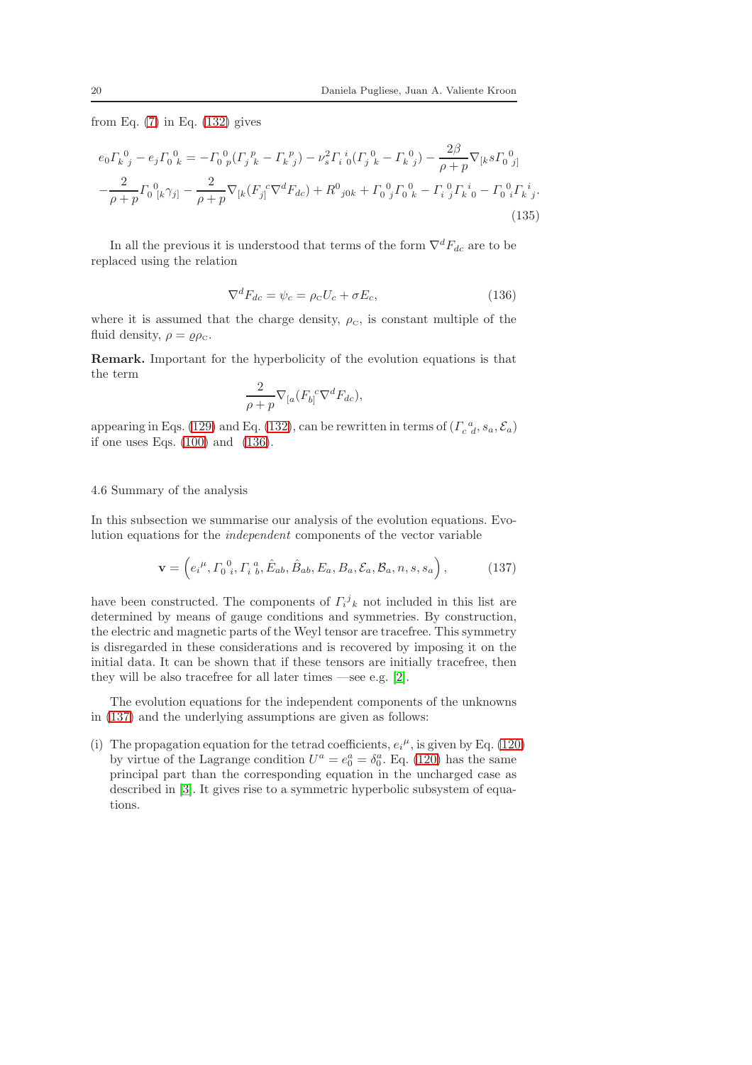from Eq. (7) in Eq. (132) gives

$$
\begin{aligned}
& e_0 \Gamma_k{}^0{}_j - e_j \Gamma_0{}^0{}_k = -\Gamma_0{}^0{}_p (\Gamma_j{}^p{}_k - \Gamma_k{}^p{}_j) - \nu_s^2 \Gamma_i{}^i{}_0 (\Gamma_j{}^0{}_k - \Gamma_k{}^0{}_j) - \frac{2\beta}{\rho + p} \nabla_{[k} s \Gamma_0{}^0{}_{j]} \\
& - \frac{2}{\rho + p} \Gamma_0{}^0{}_{[k} \gamma_{j]} - \frac{2}{\rho + p} \nabla_{[k} (F_{j]}{}^c \nabla^d F_{dc}) + R^0{}_{j0k} + \Gamma_0{}^0{}_j \Gamma_0{}^0{}_k - \Gamma_i{}^0{}_j \Gamma_k{}^i{}_0 - \Gamma_0{}^0{}_i \Gamma_k{}^i{}_j .
\end{aligned}
\tag{135}
$$

In all the previous it is understood that terms of the form $\nabla^d F_{dc}$ are to be replaced using the relation

$$
\nabla^d F_{dc} = \psi_c = \rho_{\mathrm{C}} U_c + \sigma E_c, \tag{136}
$$

where it is assumed that the charge density, $\rho_{\mathrm{C}}$, is constant multiple of the fluid density, $\rho = \varrho \rho_{\mathrm{C}}$.

**Remark.** Important for the hyperbolicity of the evolution equations is that the term

$$
\frac{2}{\rho + p} \nabla_{[a} (F_{b]}{}^c \nabla^d F_{dc}),
$$

appearing in Eqs. (129) and Eq. (132), can be rewritten in terms of $(\Gamma_c{}^a{}_d, s_a, \mathcal{E}_a)$ if one uses Eqs. (100) and (136).

### 4.6 Summary of the analysis

In this subsection we summarise our analysis of the evolution equations. Evolution equations for the *independent* components of the vector variable

$$
\mathbf{v} = \left( e_i{}^\mu, \Gamma_0{}^0{}_i, \Gamma_i{}^a{}_b, \hat{E}_{ab}, \hat{B}_{ab}, E_a, B_a, \mathcal{E}_a, \mathcal{B}_a, n, s, s_a \right), \tag{137}
$$

have been constructed. The components of $\Gamma_i{}^j{}_k$ not included in this list are determined by means of gauge conditions and symmetries. By construction, the electric and magnetic parts of the Weyl tensor are tracefree. This symmetry is disregarded in these considerations and is recovered by imposing it on the initial data. It can be shown that if these tensors are initially tracefree, then they will be also tracefree for all later times —see e.g. [2].

The evolution equations for the independent components of the unknowns in (137) and the underlying assumptions are given as follows:

(i) The propagation equation for the tetrad coefficients, $e_i{}^\mu$, is given by Eq. (120) by virtue of the Lagrange condition $U^a = e_0^a = \delta_0^a$. Eq. (120) has the same principal part than the corresponding equation in the uncharged case as described in [3]. It gives rise to a symmetric hyperbolic subsystem of equations.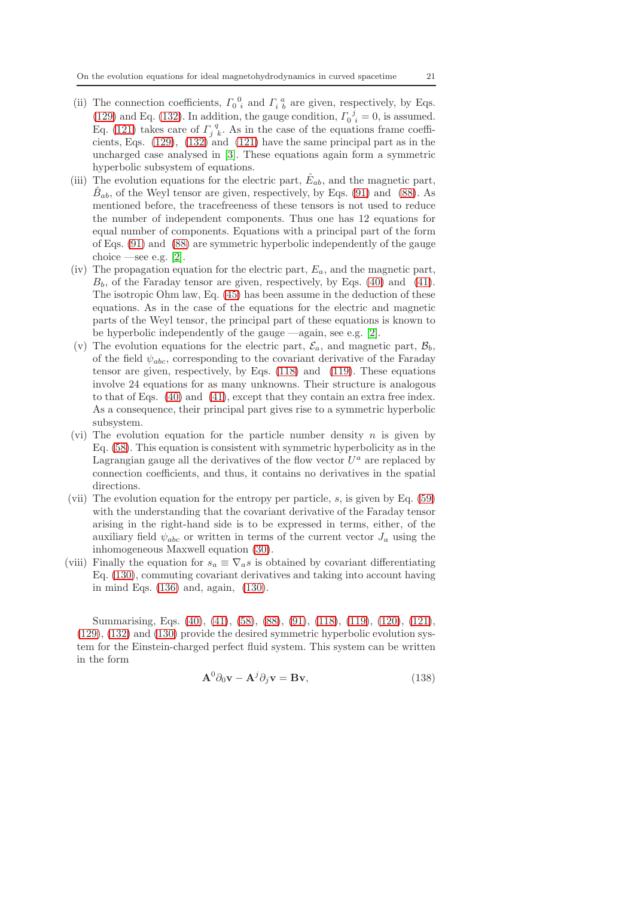(ii) The connection coefficients, $\Gamma_0{}^0{}_i$ and $\Gamma_i{}^a{}_b$ are given, respectively, by Eqs. (129) and Eq. (132). In addition, the gauge condition, $\Gamma_0{}^j{}_i = 0$, is assumed. Eq. (121) takes care of $\Gamma_j{}^q{}_k$. As in the case of the equations frame coefficients, Eqs. (129), (132) and (121) have the same principal part as in the uncharged case analysed in [3]. These equations again form a symmetric hyperbolic subsystem of equations.

(iii) The evolution equations for the electric part, $\hat{E}_{ab}$, and the magnetic part, $\hat{B}_{ab}$, of the Weyl tensor are given, respectively, by Eqs. (91) and (88). As mentioned before, the tracefreeness of these tensors is not used to reduce the number of independent components. Thus one has 12 equations for equal number of components. Equations with a principal part of the form of Eqs. (91) and (88) are symmetric hyperbolic independently of the gauge choice —see e.g. [2].

(iv) The propagation equation for the electric part, $E_a$, and the magnetic part, $B_b$, of the Faraday tensor are given, respectively, by Eqs. (40) and (41). The isotropic Ohm law, Eq. (45) has been assume in the deduction of these equations. As in the case of the equations for the electric and magnetic parts of the Weyl tensor, the principal part of these equations is known to be hyperbolic independently of the gauge —again, see e.g. [2].

(v) The evolution equations for the electric part, $\mathcal{E}_a$, and magnetic part, $\mathcal{B}_b$, of the field $\psi_{abc}$, corresponding to the covariant derivative of the Faraday tensor are given, respectively, by Eqs. (118) and (119). These equations involve 24 equations for as many unknowns. Their structure is analogous to that of Eqs. (40) and (41), except that they contain an extra free index. As a consequence, their principal part gives rise to a symmetric hyperbolic subsystem.

(vi) The evolution equation for the particle number density $n$ is given by Eq. (58). This equation is consistent with symmetric hyperbolicity as in the Lagrangian gauge all the derivatives of the flow vector $U^a$ are replaced by connection coefficients, and thus, it contains no derivatives in the spatial directions.

(vii) The evolution equation for the entropy per particle, $s$, is given by Eq. (59) with the understanding that the covariant derivative of the Faraday tensor arising in the right-hand side is to be expressed in terms, either, of the auxiliary field $\psi_{abc}$ or written in terms of the current vector $J_a$ using the inhomogeneous Maxwell equation (30).

(viii) Finally the equation for $s_a \equiv \nabla_a s$ is obtained by covariant differentiating Eq. (130), commuting covariant derivatives and taking into account having in mind Eqs. (136) and, again, (130).

Summarising, Eqs. (40), (41), (58), (88), (91), (118), (119), (120), (121), (129), (132) and (130) provide the desired symmetric hyperbolic evolution system for the Einstein-charged perfect fluid system. This system can be written in the form

$$\mathbf{A}^0 \partial_0 \mathbf{v} - \mathbf{A}^j \partial_j \mathbf{v} = \mathbf{B}\mathbf{v}, \tag{138}$$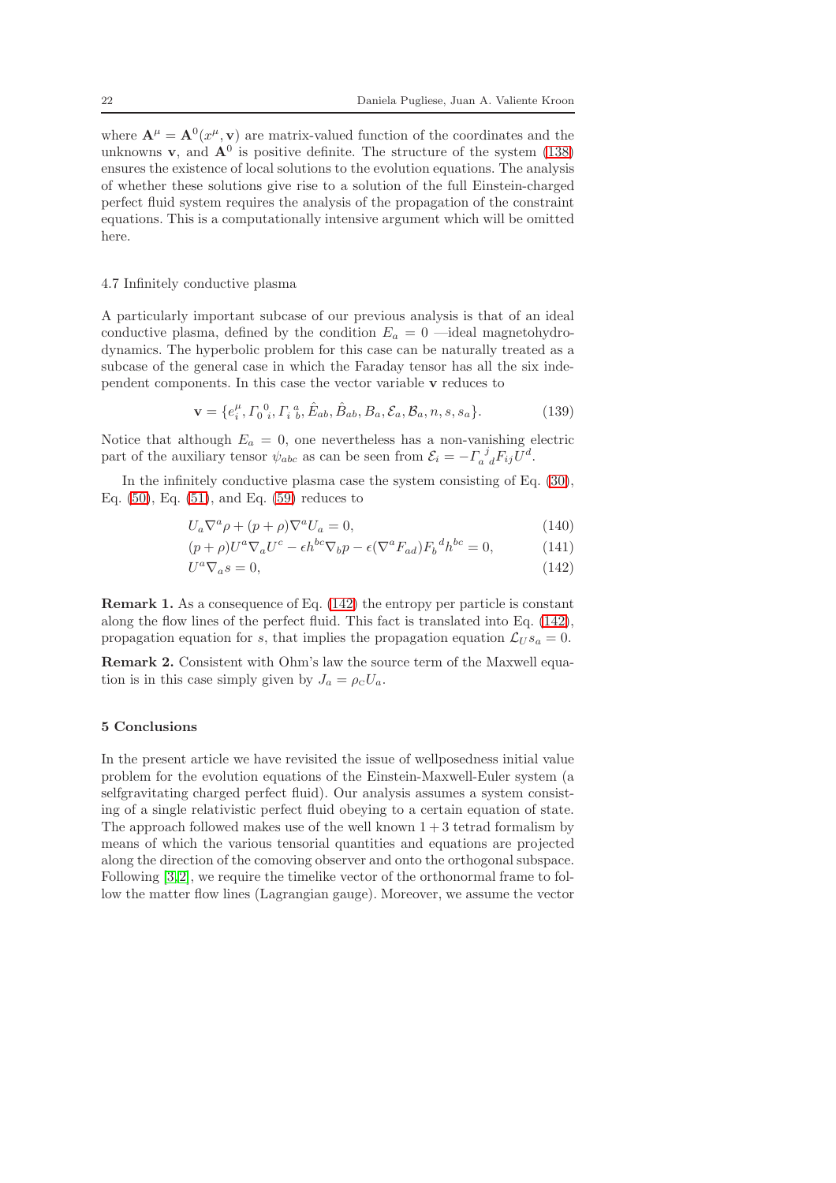where $\mathbf{A}^\mu = \mathbf{A}^0(x^\mu, \mathbf{v})$ are matrix-valued function of the coordinates and the unknowns $\mathbf{v}$, and $\mathbf{A}^0$ is positive definite. The structure of the system (138) ensures the existence of local solutions to the evolution equations. The analysis of whether these solutions give rise to a solution of the full Einstein-charged perfect fluid system requires the analysis of the propagation of the constraint equations. This is a computationally intensive argument which will be omitted here.

### 4.7 Infinitely conductive plasma

A particularly important subcase of our previous analysis is that of an ideal conductive plasma, defined by the condition $E_a = 0$ —ideal magnetohydrodynamics. The hyperbolic problem for this case can be naturally treated as a subcase of the general case in which the Faraday tensor has all the six independent components. In this case the vector variable $\mathbf{v}$ reduces to

$$\mathbf{v} = \{e_i^{\ \mu}, \Gamma_0{}^0{}_i, \Gamma_i{}^a{}_b, \hat{E}_{ab}, \hat{B}_{ab}, B_a, \mathcal{E}_a, \mathcal{B}_a, n, s, s_a\}. \tag{139}$$

Notice that although $E_a = 0$, one nevertheless has a non-vanishing electric part of the auxiliary tensor $\psi_{abc}$ as can be seen from $\mathcal{E}_i = -\Gamma_a{}^j{}_d F_{ij} U^d$.

In the infinitely conductive plasma case the system consisting of Eq. (30), Eq. (50), Eq. (51), and Eq. (59) reduces to

$$U_a \nabla^a \rho + (p+\rho)\nabla^a U_a = 0, \tag{140}$$

$$(p+\rho)U^a \nabla_a U^c - \epsilon h^{bc}\nabla_b p - \epsilon(\nabla^a F_{ad})F_b{}^d h^{bc} = 0, \tag{141}$$

$$U^a \nabla_a s = 0, \tag{142}$$

**Remark 1.** As a consequence of Eq. (142) the entropy per particle is constant along the flow lines of the perfect fluid. This fact is translated into Eq. (142), propagation equation for $s$, that implies the propagation equation $\mathcal{L}_U s_a = 0$.

**Remark 2.** Consistent with Ohm's law the source term of the Maxwell equation is in this case simply given by $J_a = \rho_C U_a$.

## 5 Conclusions

In the present article we have revisited the issue of wellposedness initial value problem for the evolution equations of the Einstein-Maxwell-Euler system (a selfgravitating charged perfect fluid). Our analysis assumes a system consisting of a single relativistic perfect fluid obeying to a certain equation of state. The approach followed makes use of the well known $1+3$ tetrad formalism by means of which the various tensorial quantities and equations are projected along the direction of the comoving observer and onto the orthogonal subspace. Following [3,2], we require the timelike vector of the orthonormal frame to follow the matter flow lines (Lagrangian gauge). Moreover, we assume the vector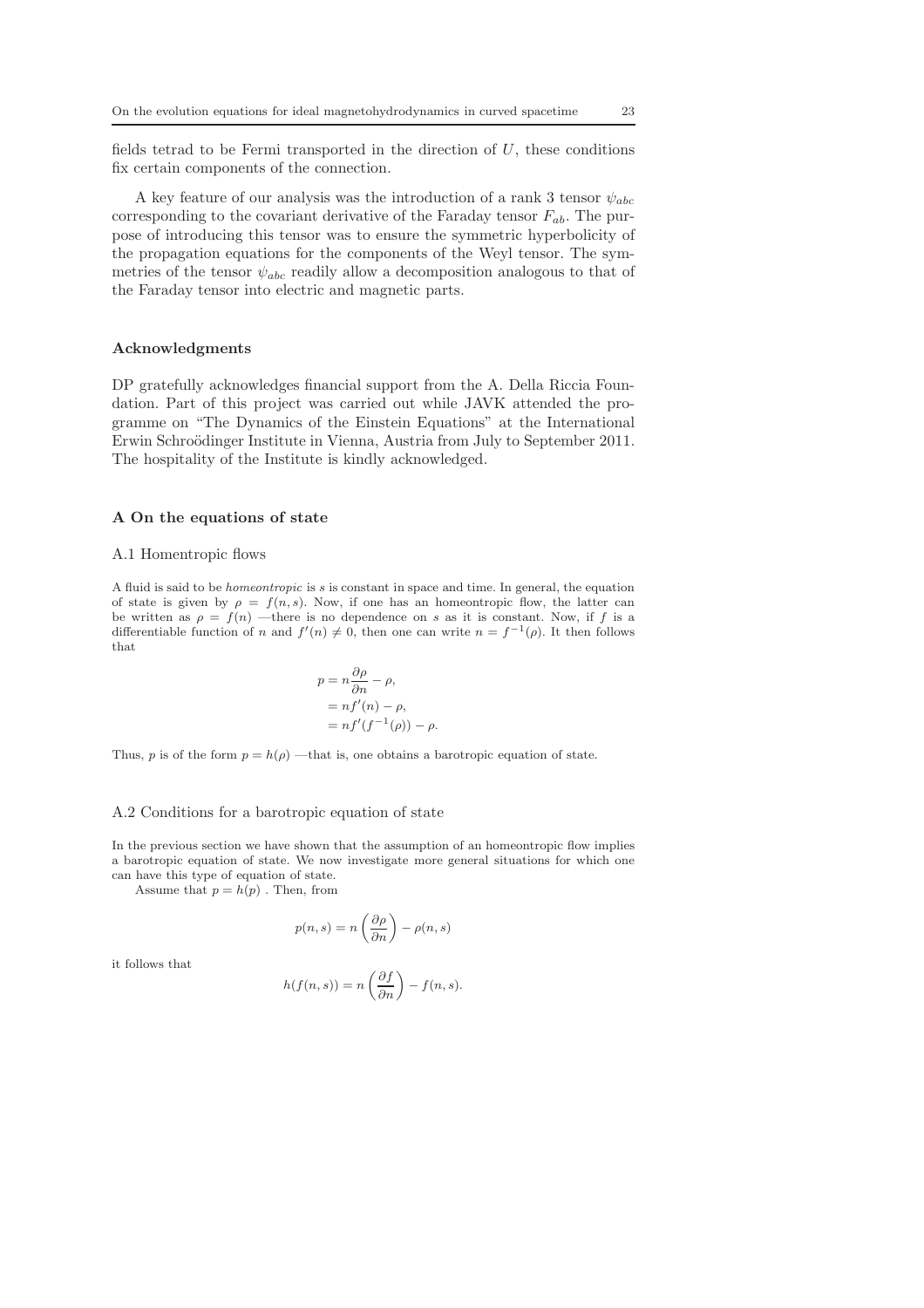fields tetrad to be Fermi transported in the direction of $U$, these conditions fix certain components of the connection.

A key feature of our analysis was the introduction of a rank 3 tensor $\psi_{abc}$ corresponding to the covariant derivative of the Faraday tensor $F_{ab}$. The purpose of introducing this tensor was to ensure the symmetric hyperbolicity of the propagation equations for the components of the Weyl tensor. The symmetries of the tensor $\psi_{abc}$ readily allow a decomposition analogous to that of the Faraday tensor into electric and magnetic parts.

### Acknowledgments

DP gratefully acknowledges financial support from the A. Della Riccia Foundation. Part of this project was carried out while JAVK attended the programme on "The Dynamics of the Einstein Equations" at the International Erwin Schroödinger Institute in Vienna, Austria from July to September 2011. The hospitality of the Institute is kindly acknowledged.

## A On the equations of state

### A.1 Homentropic flows

A fluid is said to be *homeontropic* is $s$ is constant in space and time. In general, the equation of state is given by $\rho = f(n, s)$. Now, if one has an homeontropic flow, the latter can be written as $\rho = f(n)$ —there is no dependence on $s$ as it is constant. Now, if $f$ is a differentiable function of $n$ and $f'(n) \neq 0$, then one can write $n = f^{-1}(\rho)$. It then follows that

$$
\begin{aligned}
p &= n\frac{\partial \rho}{\partial n} - \rho, \\
&= nf'(n) - \rho, \\
&= nf'(f^{-1}(\rho)) - \rho.
\end{aligned}
$$

Thus, $p$ is of the form $p = h(\rho)$ —that is, one obtains a barotropic equation of state.

### A.2 Conditions for a barotropic equation of state

In the previous section we have shown that the assumption of an homeontropic flow implies a barotropic equation of state. We now investigate more general situations for which one can have this type of equation of state.

Assume that $p = h(p)$ . Then, from

$$
p(n, s) = n\left(\frac{\partial \rho}{\partial n}\right) - \rho(n, s)
$$

it follows that

$$
h(f(n, s)) = n\left(\frac{\partial f}{\partial n}\right) - f(n, s).
$$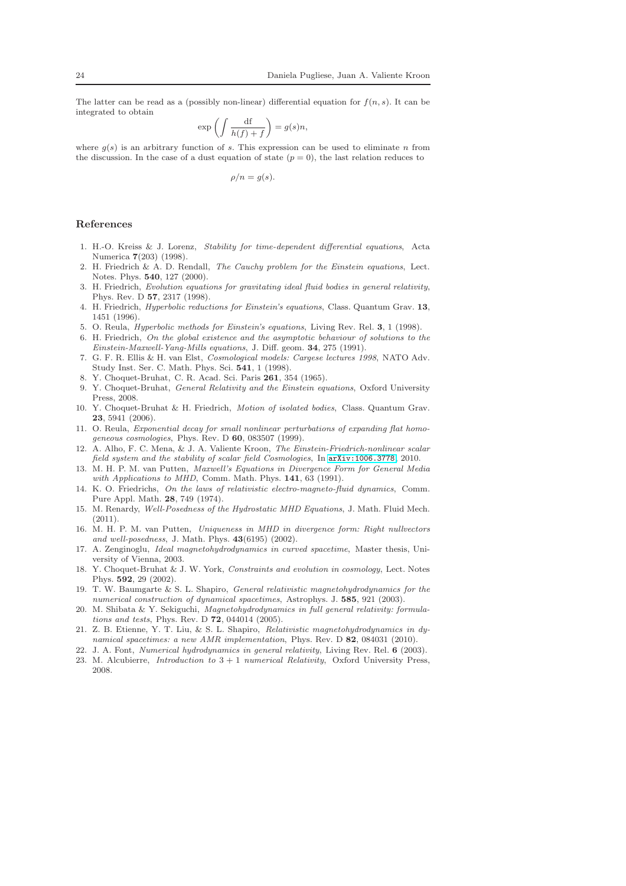The latter can be read as a (possibly non-linear) differential equation for $f(n,s)$. It can be integrated to obtain

$$\exp\left(\int \frac{\mathrm{d}f}{h(f)+f}\right) = g(s)n,$$

where $g(s)$ is an arbitrary function of $s$. This expression can be used to eliminate $n$ from the discussion. In the case of a dust equation of state ($p=0$), the last relation reduces to

$$\rho/n = g(s).$$

## References

1. H.-O. Kreiss & J. Lorenz, *Stability for time-dependent differential equations*, Acta Numerica **7**(203) (1998).
2. H. Friedrich & A. D. Rendall, *The Cauchy problem for the Einstein equations*, Lect. Notes. Phys. **540**, 127 (2000).
3. H. Friedrich, *Evolution equations for gravitating ideal fluid bodies in general relativity*, Phys. Rev. D **57**, 2317 (1998).
4. H. Friedrich, *Hyperbolic reductions for Einstein's equations*, Class. Quantum Grav. **13**, 1451 (1996).
5. O. Reula, *Hyperbolic methods for Einstein's equations*, Living Rev. Rel. **3**, 1 (1998).
6. H. Friedrich, *On the global existence and the asymptotic behaviour of solutions to the Einstein-Maxwell-Yang-Mills equations*, J. Diff. geom. **34**, 275 (1991).
7. G. F. R. Ellis & H. van Elst, *Cosmological models: Cargese lectures 1998*, NATO Adv. Study Inst. Ser. C. Math. Phys. Sci. **541**, 1 (1998).
8. Y. Choquet-Bruhat, C. R. Acad. Sci. Paris **261**, 354 (1965).
9. Y. Choquet-Bruhat, *General Relativity and the Einstein equations*, Oxford University Press, 2008.
10. Y. Choquet-Bruhat & H. Friedrich, *Motion of isolated bodies*, Class. Quantum Grav. **23**, 5941 (2006).
11. O. Reula, *Exponential decay for small nonlinear perturbations of expanding flat homogeneous cosmologies*, Phys. Rev. D **60**, 083507 (1999).
12. A. Alho, F. C. Mena, & J. A. Valiente Kroon, *The Einstein-Friedrich-nonlinear scalar field system and the stability of scalar field Cosmologies*, In arXiv:1006.3778, 2010.
13. M. H. P. M. van Putten, *Maxwell's Equations in Divergence Form for General Media with Applications to MHD*, Comm. Math. Phys. **141**, 63 (1991).
14. K. O. Friedrichs, *On the laws of relativistic electro-magneto-fluid dynamics*, Comm. Pure Appl. Math. **28**, 749 (1974).
15. M. Renardy, *Well-Posedness of the Hydrostatic MHD Equations*, J. Math. Fluid Mech. (2011).
16. M. H. P. M. van Putten, *Uniqueness in MHD in divergence form: Right nullvectors and well-posedness*, J. Math. Phys. **43**(6195) (2002).
17. A. Zenginoglu, *Ideal magnetohydrodynamics in curved spacetime*, Master thesis, University of Vienna, 2003.
18. Y. Choquet-Bruhat & J. W. York, *Constraints and evolution in cosmology*, Lect. Notes Phys. **592**, 29 (2002).
19. T. W. Baumgarte & S. L. Shapiro, *General relativistic magnetohydrodynamics for the numerical construction of dynamical spacetimes*, Astrophys. J. **585**, 921 (2003).
20. M. Shibata & Y. Sekiguchi, *Magnetohydrodynamics in full general relativity: formulations and tests*, Phys. Rev. D **72**, 044014 (2005).
21. Z. B. Etienne, Y. T. Liu, & S. L. Shapiro, *Relativistic magnetohydrodynamics in dynamical spacetimes: a new AMR implementation*, Phys. Rev. D **82**, 084031 (2010).
22. J. A. Font, *Numerical hydrodynamics in general relativity*, Living Rev. Rel. **6** (2003).
23. M. Alcubierre, *Introduction to $3+1$ numerical Relativity*, Oxford University Press, 2008.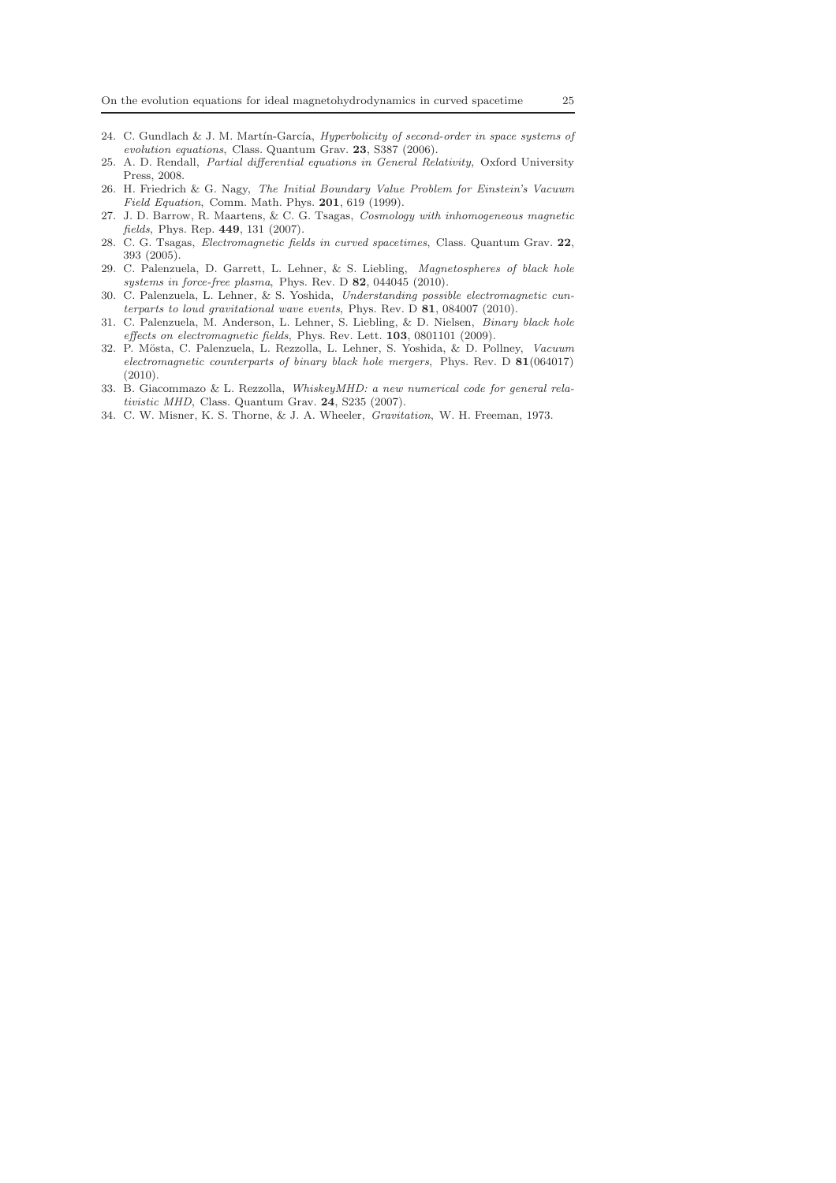24. C. Gundlach & J. M. Martín-García, *Hyperbolicity of second-order in space systems of evolution equations*, Class. Quantum Grav. **23**, S387 (2006).
25. A. D. Rendall, *Partial differential equations in General Relativity*, Oxford University Press, 2008.
26. H. Friedrich & G. Nagy, *The Initial Boundary Value Problem for Einstein's Vacuum Field Equation*, Comm. Math. Phys. **201**, 619 (1999).
27. J. D. Barrow, R. Maartens, & C. G. Tsagas, *Cosmology with inhomogeneous magnetic fields*, Phys. Rep. **449**, 131 (2007).
28. C. G. Tsagas, *Electromagnetic fields in curved spacetimes*, Class. Quantum Grav. **22**, 393 (2005).
29. C. Palenzuela, D. Garrett, L. Lehner, & S. Liebling, *Magnetospheres of black hole systems in force-free plasma*, Phys. Rev. D **82**, 044045 (2010).
30. C. Palenzuela, L. Lehner, & S. Yoshida, *Understanding possible electromagnetic cunterparts to loud gravitational wave events*, Phys. Rev. D **81**, 084007 (2010).
31. C. Palenzuela, M. Anderson, L. Lehner, S. Liebling, & D. Nielsen, *Binary black hole effects on electromagnetic fields*, Phys. Rev. Lett. **103**, 0801101 (2009).
32. P. Mösta, C. Palenzuela, L. Rezzolla, L. Lehner, S. Yoshida, & D. Pollney, *Vacuum electromagnetic counterparts of binary black hole mergers*, Phys. Rev. D **81**(064017) (2010).
33. B. Giacommazo & L. Rezzolla, *WhiskeyMHD: a new numerical code for general relativistic MHD*, Class. Quantum Grav. **24**, S235 (2007).
34. C. W. Misner, K. S. Thorne, & J. A. Wheeler, *Gravitation*, W. H. Freeman, 1973.